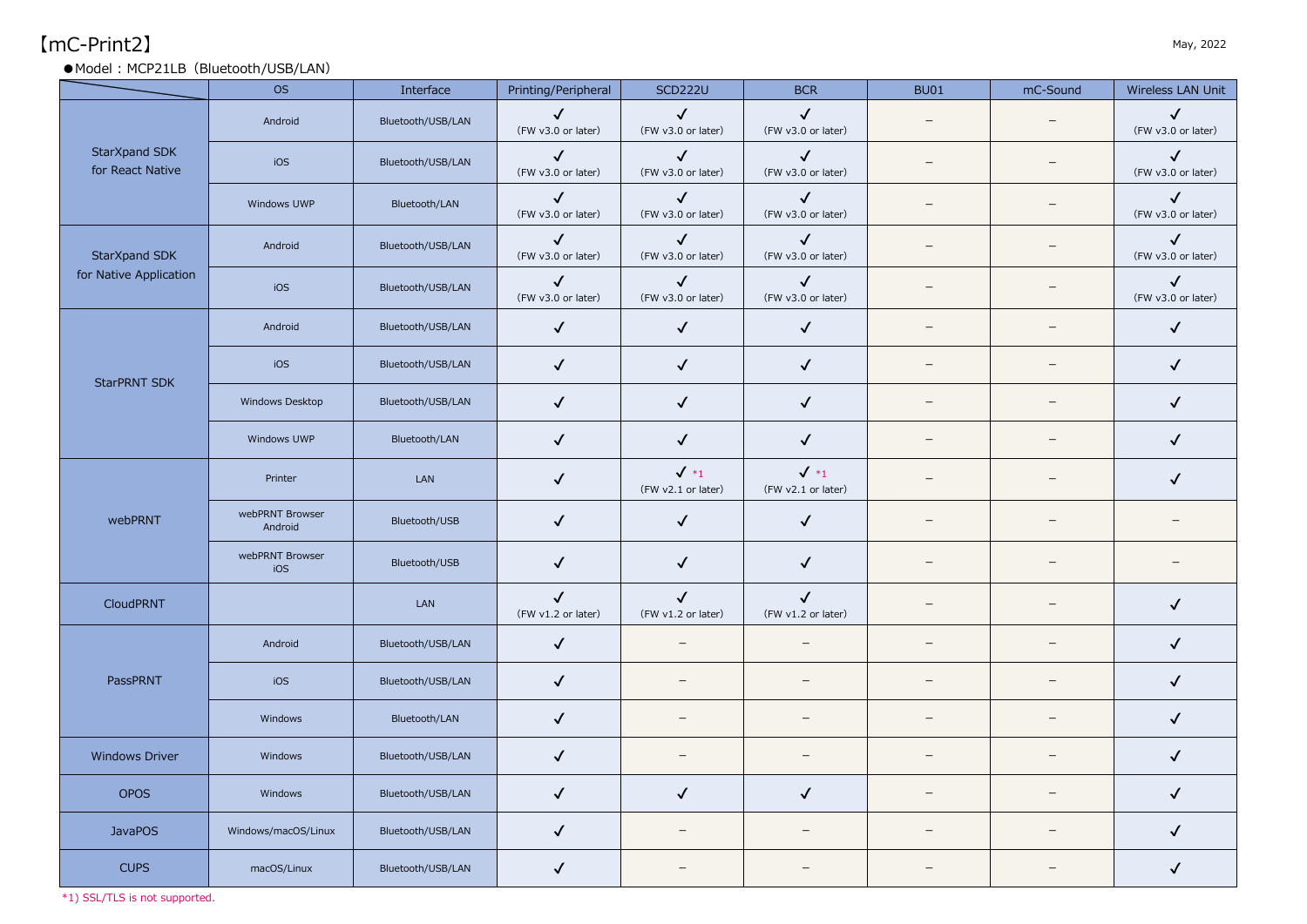# 【mC-Print2】

May, 2022

●Model：MCP21LB（Bluetooth/USB/LAN）

| | OS | Interface | Printing/Peripheral | SCD222U | BCR | BU01 | mC-Sound | Wireless LAN Unit |
|---|---|---|---|---|---|---|---|---|
| StarXpand SDK for React Native | Android | Bluetooth/USB/LAN | ✓ (FW v3.0 or later) | ✓ (FW v3.0 or later) | ✓ (FW v3.0 or later) | – | – | ✓ (FW v3.0 or later) |
| | iOS | Bluetooth/USB/LAN | ✓ (FW v3.0 or later) | ✓ (FW v3.0 or later) | ✓ (FW v3.0 or later) | – | – | ✓ (FW v3.0 or later) |
| | Windows UWP | Bluetooth/LAN | ✓ (FW v3.0 or later) | ✓ (FW v3.0 or later) | ✓ (FW v3.0 or later) | – | – | ✓ (FW v3.0 or later) |
| StarXpand SDK for Native Application | Android | Bluetooth/USB/LAN | ✓ (FW v3.0 or later) | ✓ (FW v3.0 or later) | ✓ (FW v3.0 or later) | – | – | ✓ (FW v3.0 or later) |
| | iOS | Bluetooth/USB/LAN | ✓ (FW v3.0 or later) | ✓ (FW v3.0 or later) | ✓ (FW v3.0 or later) | – | – | ✓ (FW v3.0 or later) |
| StarPRNT SDK | Android | Bluetooth/USB/LAN | ✓ | ✓ | ✓ | – | – | ✓ |
| | iOS | Bluetooth/USB/LAN | ✓ | ✓ | ✓ | – | – | ✓ |
| | Windows Desktop | Bluetooth/USB/LAN | ✓ | ✓ | ✓ | – | – | ✓ |
| | Windows UWP | Bluetooth/LAN | ✓ | ✓ | ✓ | – | – | ✓ |
| webPRNT | Printer | LAN | ✓ | ✓ *1 (FW v2.1 or later) | ✓ *1 (FW v2.1 or later) | – | – | ✓ |
| | webPRNT Browser Android | Bluetooth/USB | ✓ | ✓ | ✓ | – | – | – |
| | webPRNT Browser iOS | Bluetooth/USB | ✓ | ✓ | ✓ | – | – | – |
| CloudPRNT | | LAN | ✓ (FW v1.2 or later) | ✓ (FW v1.2 or later) | ✓ (FW v1.2 or later) | – | – | ✓ |
| PassPRNT | Android | Bluetooth/USB/LAN | ✓ | – | – | – | – | ✓ |
| | iOS | Bluetooth/USB/LAN | ✓ | – | – | – | – | ✓ |
| | Windows | Bluetooth/LAN | ✓ | – | – | – | – | ✓ |
| Windows Driver | Windows | Bluetooth/USB/LAN | ✓ | – | – | – | – | ✓ |
| OPOS | Windows | Bluetooth/USB/LAN | ✓ | ✓ | ✓ | – | – | ✓ |
| JavaPOS | Windows/macOS/Linux | Bluetooth/USB/LAN | ✓ | – | – | – | – | ✓ |
| CUPS | macOS/Linux | Bluetooth/USB/LAN | ✓ | – | – | – | – | ✓ |

*1) SSL/TLS is not supported.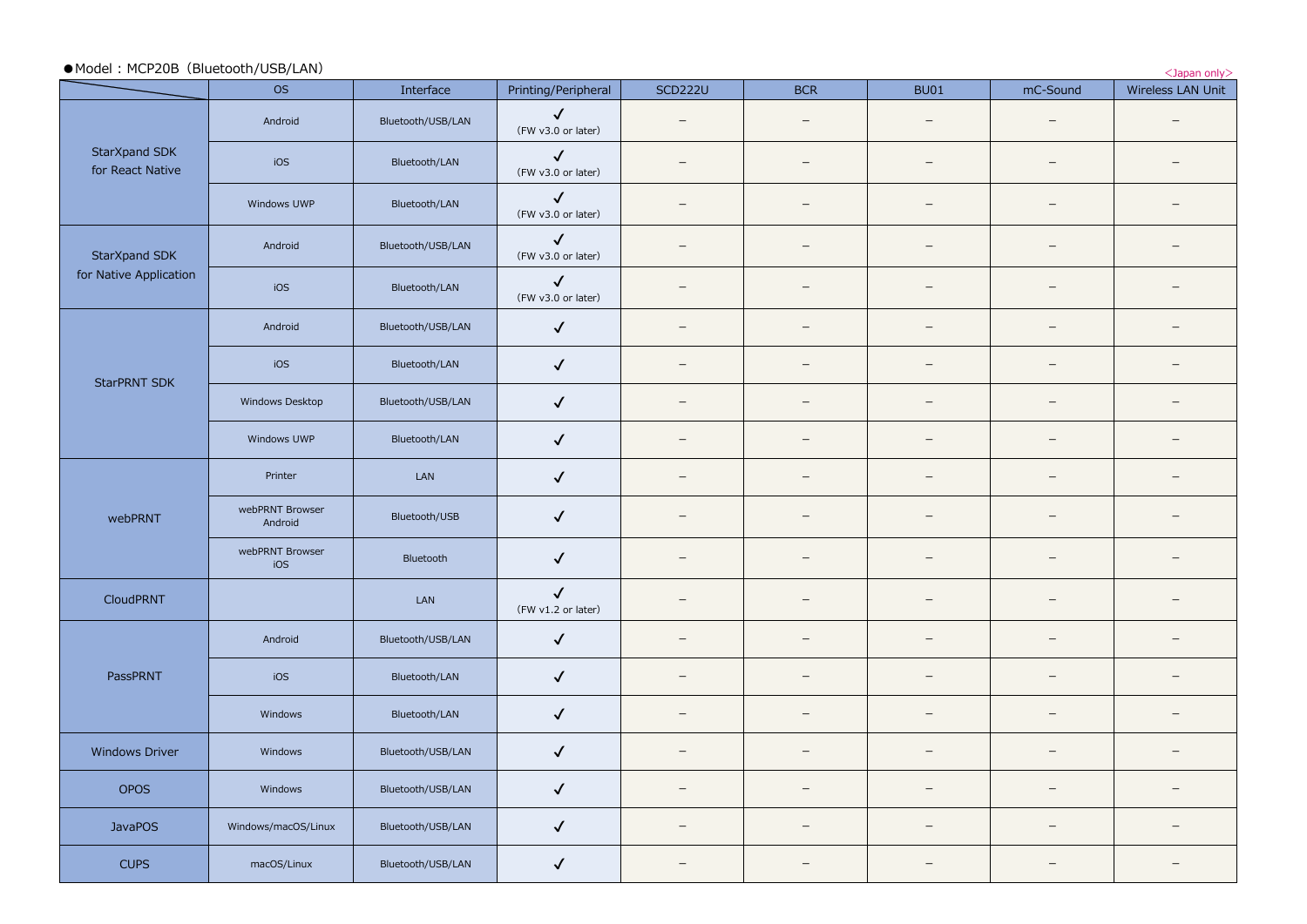●Model：MCP20B（Bluetooth/USB/LAN）

<Japan only>

| | OS | Interface | Printing/Peripheral | SCD222U | BCR | BU01 | mC-Sound | Wireless LAN Unit |
|---|---|---|---|---|---|---|---|---|
| StarXpand SDK for React Native | Android | Bluetooth/USB/LAN | ✓ (FW v3.0 or later) | – | – | – | – | – |
| | iOS | Bluetooth/LAN | ✓ (FW v3.0 or later) | – | – | – | – | – |
| | Windows UWP | Bluetooth/LAN | ✓ (FW v3.0 or later) | – | – | – | – | – |
| StarXpand SDK for Native Application | Android | Bluetooth/USB/LAN | ✓ (FW v3.0 or later) | – | – | – | – | – |
| | iOS | Bluetooth/LAN | ✓ (FW v3.0 or later) | – | – | – | – | – |
| StarPRNT SDK | Android | Bluetooth/USB/LAN | ✓ | – | – | – | – | – |
| | iOS | Bluetooth/LAN | ✓ | – | – | – | – | – |
| | Windows Desktop | Bluetooth/USB/LAN | ✓ | – | – | – | – | – |
| | Windows UWP | Bluetooth/LAN | ✓ | – | – | – | – | – |
| webPRNT | Printer | LAN | ✓ | – | – | – | – | – |
| | webPRNT Browser Android | Bluetooth/USB | ✓ | – | – | – | – | – |
| | webPRNT Browser iOS | Bluetooth | ✓ | – | – | – | – | – |
| CloudPRNT | | LAN | ✓ (FW v1.2 or later) | – | – | – | – | – |
| PassPRNT | Android | Bluetooth/USB/LAN | ✓ | – | – | – | – | – |
| | iOS | Bluetooth/LAN | ✓ | – | – | – | – | – |
| | Windows | Bluetooth/LAN | ✓ | – | – | – | – | – |
| Windows Driver | Windows | Bluetooth/USB/LAN | ✓ | – | – | – | – | – |
| OPOS | Windows | Bluetooth/USB/LAN | ✓ | – | – | – | – | – |
| JavaPOS | Windows/macOS/Linux | Bluetooth/USB/LAN | ✓ | – | – | – | – | – |
| CUPS | macOS/Linux | Bluetooth/USB/LAN | ✓ | – | – | – | – | – |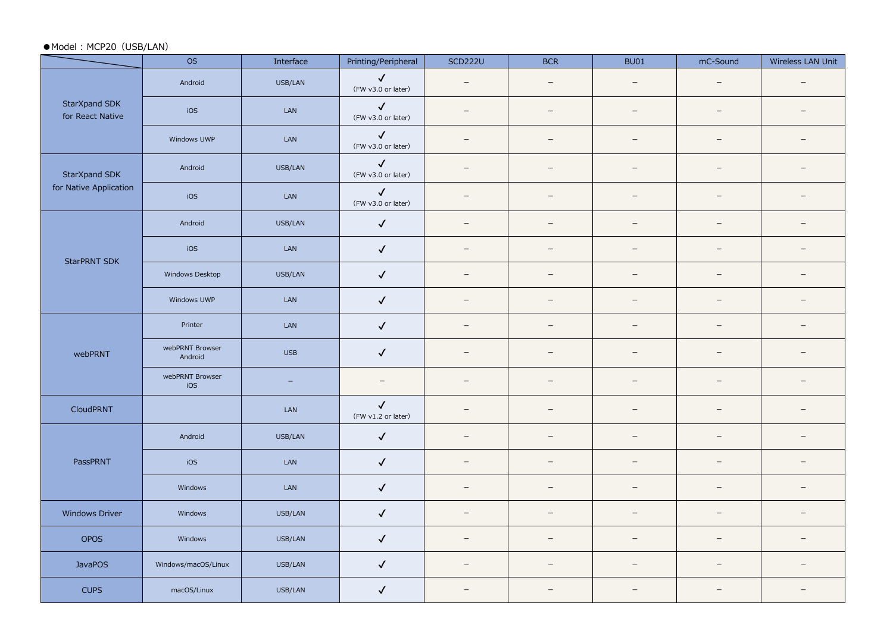●Model：MCP20（USB/LAN）

| | OS | Interface | Printing/Peripheral | SCD222U | BCR | BU01 | mC-Sound | Wireless LAN Unit |
|---|---|---|---|---|---|---|---|---|
| StarXpand SDK for React Native | Android | USB/LAN | ✓ (FW v3.0 or later) | – | – | – | – | – |
| | iOS | LAN | ✓ (FW v3.0 or later) | – | – | – | – | – |
| | Windows UWP | LAN | ✓ (FW v3.0 or later) | – | – | – | – | – |
| StarXpand SDK for Native Application | Android | USB/LAN | ✓ (FW v3.0 or later) | – | – | – | – | – |
| | iOS | LAN | ✓ (FW v3.0 or later) | – | – | – | – | – |
| StarPRNT SDK | Android | USB/LAN | ✓ | – | – | – | – | – |
| | iOS | LAN | ✓ | – | – | – | – | – |
| | Windows Desktop | USB/LAN | ✓ | – | – | – | – | – |
| | Windows UWP | LAN | ✓ | – | – | – | – | – |
| webPRNT | Printer | LAN | ✓ | – | – | – | – | – |
| | webPRNT Browser Android | USB | ✓ | – | – | – | – | – |
| | webPRNT Browser iOS | – | – | – | – | – | – | – |
| CloudPRNT | | LAN | ✓ (FW v1.2 or later) | – | – | – | – | – |
| PassPRNT | Android | USB/LAN | ✓ | – | – | – | – | – |
| | iOS | LAN | ✓ | – | – | – | – | – |
| | Windows | LAN | ✓ | – | – | – | – | – |
| Windows Driver | Windows | USB/LAN | ✓ | – | – | – | – | – |
| OPOS | Windows | USB/LAN | ✓ | – | – | – | – | – |
| JavaPOS | Windows/macOS/Linux | USB/LAN | ✓ | – | – | – | – | – |
| CUPS | macOS/Linux | USB/LAN | ✓ | – | – | – | – | – |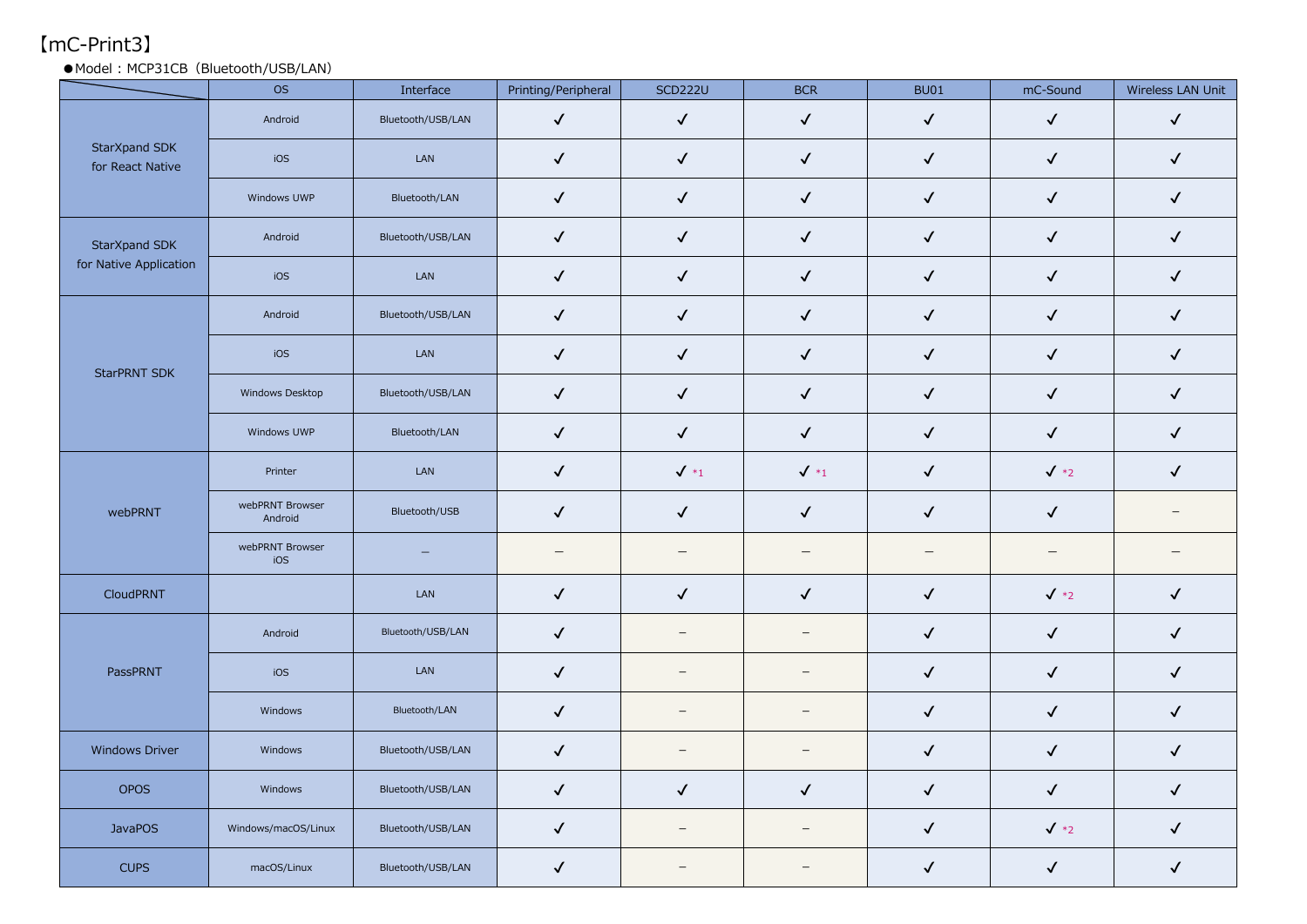# 【mC-Print3】

●Model：MCP31CB（Bluetooth/USB/LAN）

| | OS | Interface | Printing/Peripheral | SCD222U | BCR | BU01 | mC-Sound | Wireless LAN Unit |
|---|---|---|---|---|---|---|---|---|
| StarXpand SDK for React Native | Android | Bluetooth/USB/LAN | ✓ | ✓ | ✓ | ✓ | ✓ | ✓ |
| | iOS | LAN | ✓ | ✓ | ✓ | ✓ | ✓ | ✓ |
| | Windows UWP | Bluetooth/LAN | ✓ | ✓ | ✓ | ✓ | ✓ | ✓ |
| StarXpand SDK for Native Application | Android | Bluetooth/USB/LAN | ✓ | ✓ | ✓ | ✓ | ✓ | ✓ |
| | iOS | LAN | ✓ | ✓ | ✓ | ✓ | ✓ | ✓ |
| StarPRNT SDK | Android | Bluetooth/USB/LAN | ✓ | ✓ | ✓ | ✓ | ✓ | ✓ |
| | iOS | LAN | ✓ | ✓ | ✓ | ✓ | ✓ | ✓ |
| | Windows Desktop | Bluetooth/USB/LAN | ✓ | ✓ | ✓ | ✓ | ✓ | ✓ |
| | Windows UWP | Bluetooth/LAN | ✓ | ✓ | ✓ | ✓ | ✓ | ✓ |
| webPRNT | Printer | LAN | ✓ | ✓ *1 | ✓ *1 | ✓ | ✓ *2 | ✓ |
| | webPRNT Browser Android | Bluetooth/USB | ✓ | ✓ | ✓ | ✓ | ✓ | – |
| | webPRNT Browser iOS | – | – | – | – | – | – | – |
| CloudPRNT | | LAN | ✓ | ✓ | ✓ | ✓ | ✓ *2 | ✓ |
| PassPRNT | Android | Bluetooth/USB/LAN | ✓ | – | – | ✓ | ✓ | ✓ |
| | iOS | LAN | ✓ | – | – | ✓ | ✓ | ✓ |
| | Windows | Bluetooth/LAN | ✓ | – | – | ✓ | ✓ | ✓ |
| Windows Driver | Windows | Bluetooth/USB/LAN | ✓ | – | – | ✓ | ✓ | ✓ |
| OPOS | Windows | Bluetooth/USB/LAN | ✓ | ✓ | ✓ | ✓ | ✓ | ✓ |
| JavaPOS | Windows/macOS/Linux | Bluetooth/USB/LAN | ✓ | – | – | ✓ | ✓ *2 | ✓ |
| CUPS | macOS/Linux | Bluetooth/USB/LAN | ✓ | – | – | ✓ | ✓ | ✓ |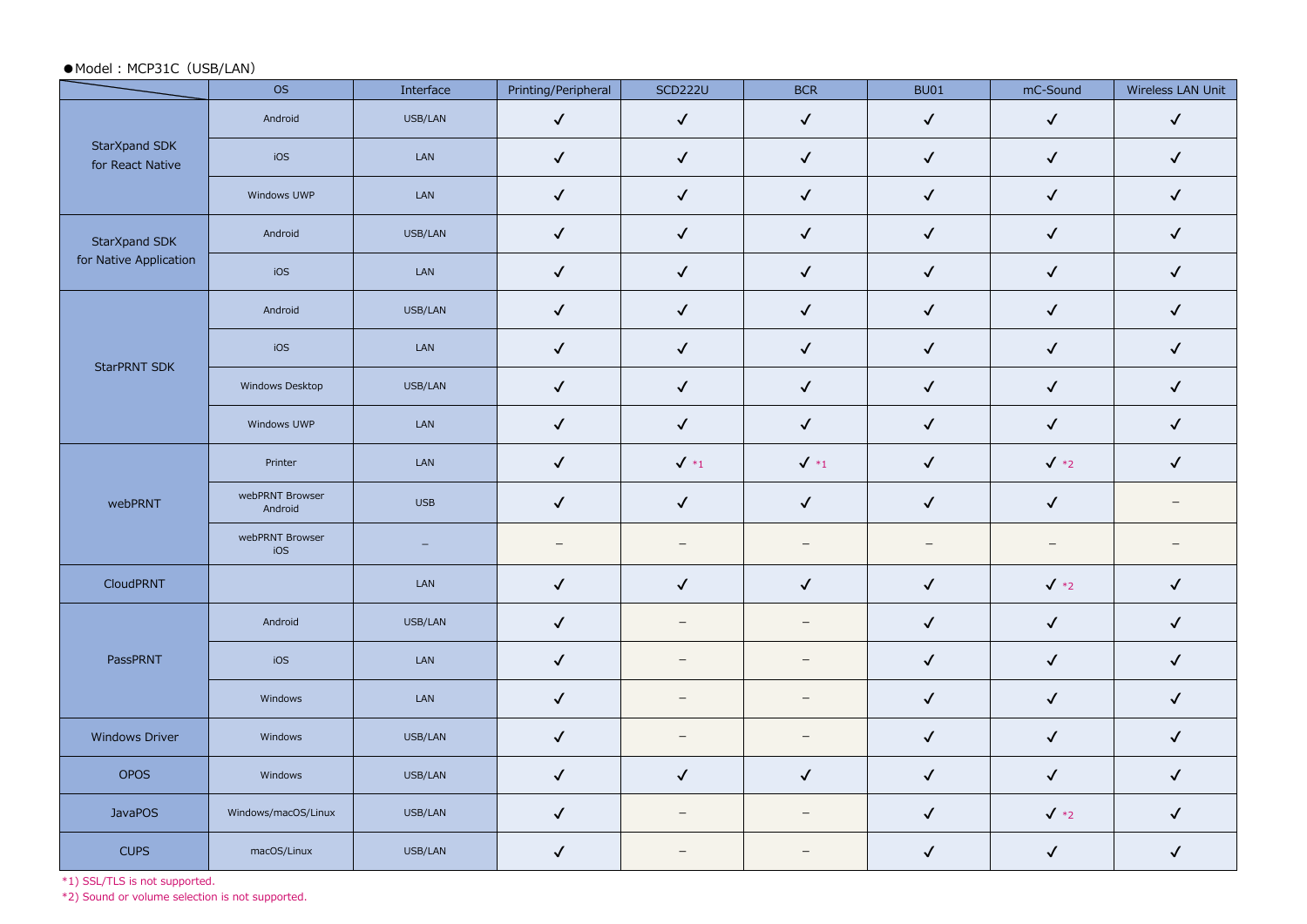●Model : MCP31C（USB/LAN）

| | OS | Interface | Printing/Peripheral | SCD222U | BCR | BU01 | mC-Sound | Wireless LAN Unit |
|---|---|---|---|---|---|---|---|---|
| StarXpand SDK for React Native | Android | USB/LAN | ✓ | ✓ | ✓ | ✓ | ✓ | ✓ |
| | iOS | LAN | ✓ | ✓ | ✓ | ✓ | ✓ | ✓ |
| | Windows UWP | LAN | ✓ | ✓ | ✓ | ✓ | ✓ | ✓ |
| StarXpand SDK for Native Application | Android | USB/LAN | ✓ | ✓ | ✓ | ✓ | ✓ | ✓ |
| | iOS | LAN | ✓ | ✓ | ✓ | ✓ | ✓ | ✓ |
| StarPRNT SDK | Android | USB/LAN | ✓ | ✓ | ✓ | ✓ | ✓ | ✓ |
| | iOS | LAN | ✓ | ✓ | ✓ | ✓ | ✓ | ✓ |
| | Windows Desktop | USB/LAN | ✓ | ✓ | ✓ | ✓ | ✓ | ✓ |
| | Windows UWP | LAN | ✓ | ✓ | ✓ | ✓ | ✓ | ✓ |
| webPRNT | Printer | LAN | ✓ | ✓ *1 | ✓ *1 | ✓ | ✓ *2 | ✓ |
| | webPRNT Browser Android | USB | ✓ | ✓ | ✓ | ✓ | ✓ | – |
| | webPRNT Browser iOS | – | – | – | – | – | – | – |
| CloudPRNT | | LAN | ✓ | ✓ | ✓ | ✓ | ✓ *2 | ✓ |
| PassPRNT | Android | USB/LAN | ✓ | – | – | ✓ | ✓ | ✓ |
| | iOS | LAN | ✓ | – | – | ✓ | ✓ | ✓ |
| | Windows | LAN | ✓ | – | – | ✓ | ✓ | ✓ |
| Windows Driver | Windows | USB/LAN | ✓ | – | – | ✓ | ✓ | ✓ |
| OPOS | Windows | USB/LAN | ✓ | ✓ | ✓ | ✓ | ✓ | ✓ |
| JavaPOS | Windows/macOS/Linux | USB/LAN | ✓ | – | – | ✓ | ✓ *2 | ✓ |
| CUPS | macOS/Linux | USB/LAN | ✓ | – | – | ✓ | ✓ | ✓ |

*1) SSL/TLS is not supported.
*2) Sound or volume selection is not supported.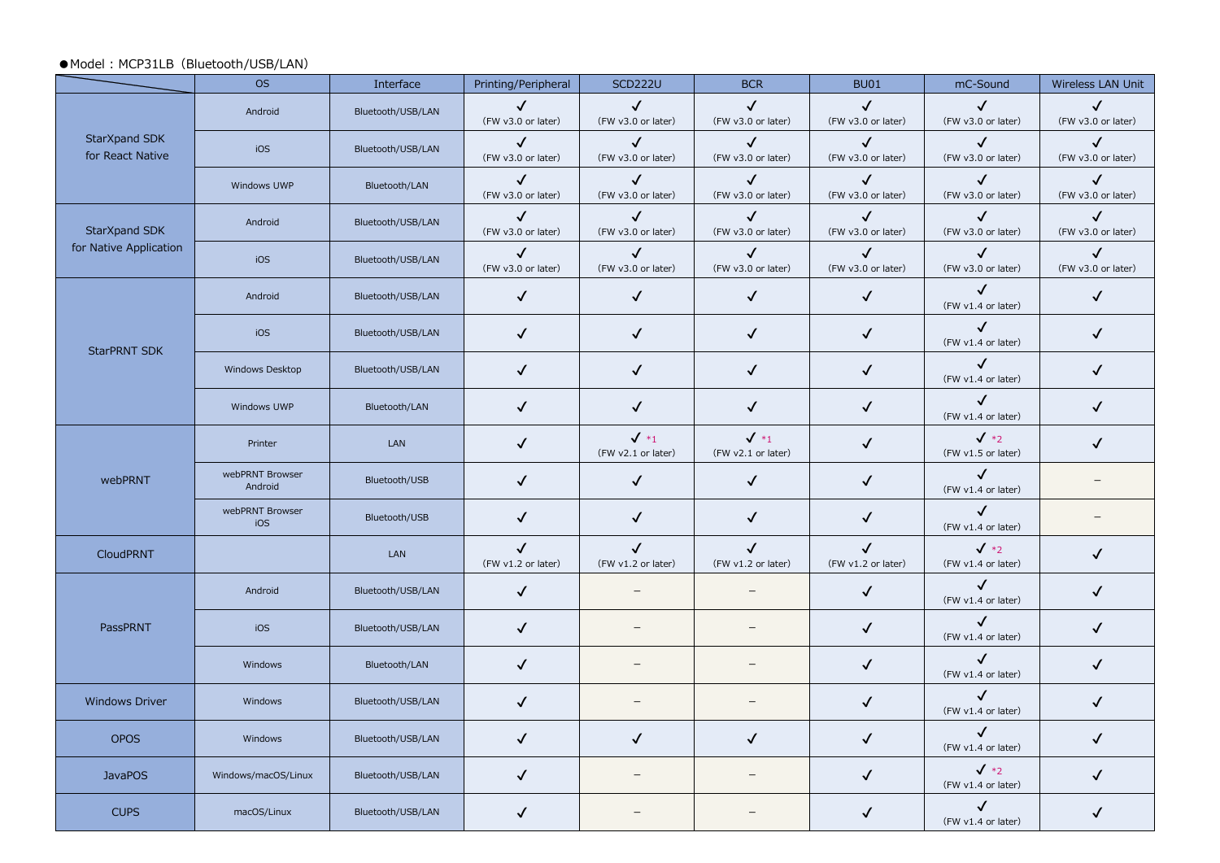●Model : MCP31LB（Bluetooth/USB/LAN）

| | OS | Interface | Printing/Peripheral | SCD222U | BCR | BU01 | mC-Sound | Wireless LAN Unit |
|---|---|---|---|---|---|---|---|---|
| StarXpand SDK for React Native | Android | Bluetooth/USB/LAN | ✓ (FW v3.0 or later) | ✓ (FW v3.0 or later) | ✓ (FW v3.0 or later) | ✓ (FW v3.0 or later) | ✓ (FW v3.0 or later) | ✓ (FW v3.0 or later) |
| | iOS | Bluetooth/USB/LAN | ✓ (FW v3.0 or later) | ✓ (FW v3.0 or later) | ✓ (FW v3.0 or later) | ✓ (FW v3.0 or later) | ✓ (FW v3.0 or later) | ✓ (FW v3.0 or later) |
| | Windows UWP | Bluetooth/LAN | ✓ (FW v3.0 or later) | ✓ (FW v3.0 or later) | ✓ (FW v3.0 or later) | ✓ (FW v3.0 or later) | ✓ (FW v3.0 or later) | ✓ (FW v3.0 or later) |
| StarXpand SDK for Native Application | Android | Bluetooth/USB/LAN | ✓ (FW v3.0 or later) | ✓ (FW v3.0 or later) | ✓ (FW v3.0 or later) | ✓ (FW v3.0 or later) | ✓ (FW v3.0 or later) | ✓ (FW v3.0 or later) |
| | iOS | Bluetooth/USB/LAN | ✓ (FW v3.0 or later) | ✓ (FW v3.0 or later) | ✓ (FW v3.0 or later) | ✓ (FW v3.0 or later) | ✓ (FW v3.0 or later) | ✓ (FW v3.0 or later) |
| StarPRNT SDK | Android | Bluetooth/USB/LAN | ✓ | ✓ | ✓ | ✓ | ✓ (FW v1.4 or later) | ✓ |
| | iOS | Bluetooth/USB/LAN | ✓ | ✓ | ✓ | ✓ | ✓ (FW v1.4 or later) | ✓ |
| | Windows Desktop | Bluetooth/USB/LAN | ✓ | ✓ | ✓ | ✓ | ✓ (FW v1.4 or later) | ✓ |
| | Windows UWP | Bluetooth/LAN | ✓ | ✓ | ✓ | ✓ | ✓ (FW v1.4 or later) | ✓ |
| webPRNT | Printer | LAN | ✓ | ✓ *1 (FW v2.1 or later) | ✓ *1 (FW v2.1 or later) | ✓ | ✓ *2 (FW v1.5 or later) | ✓ |
| | webPRNT Browser Android | Bluetooth/USB | ✓ | ✓ | ✓ | ✓ | ✓ (FW v1.4 or later) | – |
| | webPRNT Browser iOS | Bluetooth/USB | ✓ | ✓ | ✓ | ✓ | ✓ (FW v1.4 or later) | – |
| CloudPRNT | | LAN | ✓ (FW v1.2 or later) | ✓ (FW v1.2 or later) | ✓ (FW v1.2 or later) | ✓ (FW v1.2 or later) | ✓ *2 (FW v1.4 or later) | ✓ |
| PassPRNT | Android | Bluetooth/USB/LAN | ✓ | – | – | ✓ | ✓ (FW v1.4 or later) | ✓ |
| | iOS | Bluetooth/USB/LAN | ✓ | – | – | ✓ | ✓ (FW v1.4 or later) | ✓ |
| | Windows | Bluetooth/LAN | ✓ | – | – | ✓ | ✓ (FW v1.4 or later) | ✓ |
| Windows Driver | Windows | Bluetooth/USB/LAN | ✓ | – | – | ✓ | ✓ (FW v1.4 or later) | ✓ |
| OPOS | Windows | Bluetooth/USB/LAN | ✓ | ✓ | ✓ | ✓ | ✓ (FW v1.4 or later) | ✓ |
| JavaPOS | Windows/macOS/Linux | Bluetooth/USB/LAN | ✓ | – | – | ✓ | ✓ *2 (FW v1.4 or later) | ✓ |
| CUPS | macOS/Linux | Bluetooth/USB/LAN | ✓ | – | – | ✓ | ✓ (FW v1.4 or later) | ✓ |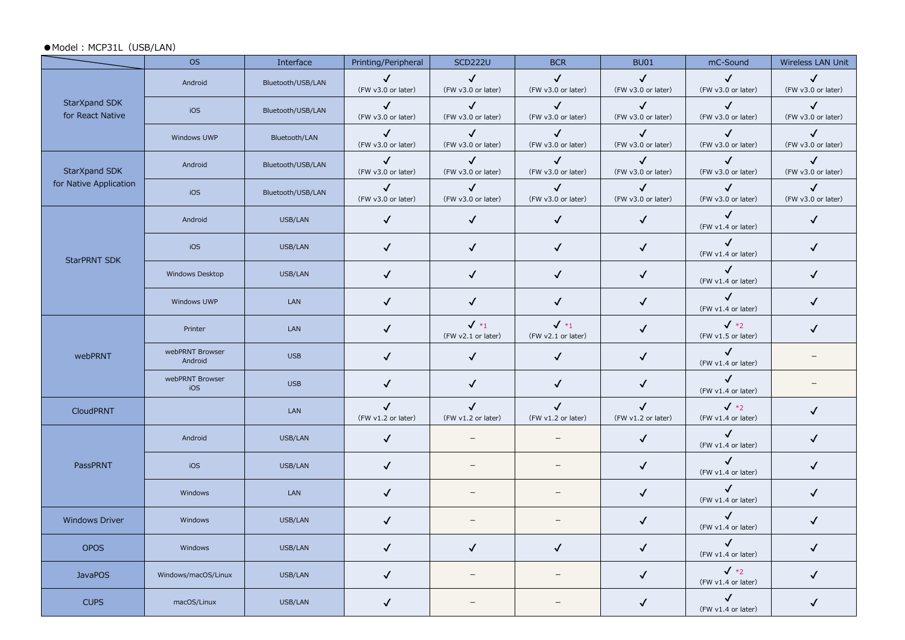●Model：MCP31L（USB/LAN）

| | OS | Interface | Printing/Peripheral | SCD222U | BCR | BU01 | mC-Sound | Wireless LAN Unit |
|---|---|---|---|---|---|---|---|---|
| StarXpand SDK for React Native | Android | Bluetooth/USB/LAN | ✓ (FW v3.0 or later) | ✓ (FW v3.0 or later) | ✓ (FW v3.0 or later) | ✓ (FW v3.0 or later) | ✓ (FW v3.0 or later) | ✓ (FW v3.0 or later) |
| | iOS | Bluetooth/USB/LAN | ✓ (FW v3.0 or later) | ✓ (FW v3.0 or later) | ✓ (FW v3.0 or later) | ✓ (FW v3.0 or later) | ✓ (FW v3.0 or later) | ✓ (FW v3.0 or later) |
| | Windows UWP | Bluetooth/LAN | ✓ (FW v3.0 or later) | ✓ (FW v3.0 or later) | ✓ (FW v3.0 or later) | ✓ (FW v3.0 or later) | ✓ (FW v3.0 or later) | ✓ (FW v3.0 or later) |
| StarXpand SDK for Native Application | Android | Bluetooth/USB/LAN | ✓ (FW v3.0 or later) | ✓ (FW v3.0 or later) | ✓ (FW v3.0 or later) | ✓ (FW v3.0 or later) | ✓ (FW v3.0 or later) | ✓ (FW v3.0 or later) |
| | iOS | Bluetooth/USB/LAN | ✓ (FW v3.0 or later) | ✓ (FW v3.0 or later) | ✓ (FW v3.0 or later) | ✓ (FW v3.0 or later) | ✓ (FW v3.0 or later) | ✓ (FW v3.0 or later) |
| StarPRNT SDK | Android | USB/LAN | ✓ | ✓ | ✓ | ✓ | ✓ (FW v1.4 or later) | ✓ |
| | iOS | USB/LAN | ✓ | ✓ | ✓ | ✓ | ✓ (FW v1.4 or later) | ✓ |
| | Windows Desktop | USB/LAN | ✓ | ✓ | ✓ | ✓ | ✓ (FW v1.4 or later) | ✓ |
| | Windows UWP | LAN | ✓ | ✓ | ✓ | ✓ | ✓ (FW v1.4 or later) | ✓ |
| webPRNT | Printer | LAN | ✓ | ✓ *1 (FW v2.1 or later) | ✓ *1 (FW v2.1 or later) | ✓ | ✓ *2 (FW v1.5 or later) | ✓ |
| | webPRNT Browser Android | USB | ✓ | ✓ | ✓ | ✓ | ✓ (FW v1.4 or later) | – |
| | webPRNT Browser iOS | USB | ✓ | ✓ | ✓ | ✓ | ✓ (FW v1.4 or later) | – |
| CloudPRNT | | LAN | ✓ (FW v1.2 or later) | ✓ (FW v1.2 or later) | ✓ (FW v1.2 or later) | ✓ (FW v1.2 or later) | ✓ *2 (FW v1.4 or later) | ✓ |
| PassPRNT | Android | USB/LAN | ✓ | – | – | ✓ | ✓ (FW v1.4 or later) | ✓ |
| | iOS | USB/LAN | ✓ | – | – | ✓ | ✓ (FW v1.4 or later) | ✓ |
| | Windows | LAN | ✓ | – | – | ✓ | ✓ (FW v1.4 or later) | ✓ |
| Windows Driver | Windows | USB/LAN | ✓ | – | – | ✓ | ✓ (FW v1.4 or later) | ✓ |
| OPOS | Windows | USB/LAN | ✓ | ✓ | ✓ | ✓ | ✓ (FW v1.4 or later) | ✓ |
| JavaPOS | Windows/macOS/Linux | USB/LAN | ✓ | – | – | ✓ | ✓ *2 (FW v1.4 or later) | ✓ |
| CUPS | macOS/Linux | USB/LAN | ✓ | – | – | ✓ | ✓ (FW v1.4 or later) | ✓ |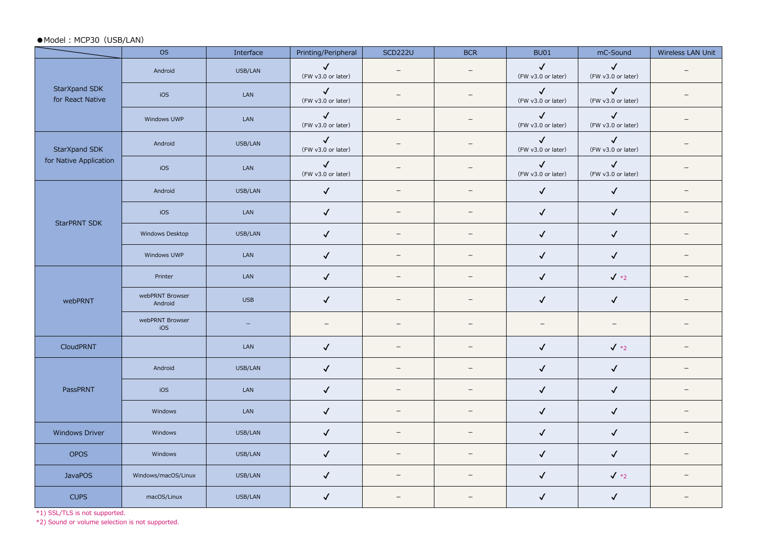●Model：MCP30（USB/LAN）

| | OS | Interface | Printing/Peripheral | SCD222U | BCR | BU01 | mC-Sound | Wireless LAN Unit |
|---|---|---|---|---|---|---|---|---|
| StarXpand SDK for React Native | Android | USB/LAN | ✓ (FW v3.0 or later) | – | – | ✓ (FW v3.0 or later) | ✓ (FW v3.0 or later) | – |
| | iOS | LAN | ✓ (FW v3.0 or later) | – | – | ✓ (FW v3.0 or later) | ✓ (FW v3.0 or later) | – |
| | Windows UWP | LAN | ✓ (FW v3.0 or later) | – | – | ✓ (FW v3.0 or later) | ✓ (FW v3.0 or later) | – |
| StarXpand SDK for Native Application | Android | USB/LAN | ✓ (FW v3.0 or later) | – | – | ✓ (FW v3.0 or later) | ✓ (FW v3.0 or later) | – |
| | iOS | LAN | ✓ (FW v3.0 or later) | – | – | ✓ (FW v3.0 or later) | ✓ (FW v3.0 or later) | – |
| StarPRNT SDK | Android | USB/LAN | ✓ | – | – | ✓ | ✓ | – |
| | iOS | LAN | ✓ | – | – | ✓ | ✓ | – |
| | Windows Desktop | USB/LAN | ✓ | – | – | ✓ | ✓ | – |
| | Windows UWP | LAN | ✓ | – | – | ✓ | ✓ | – |
| webPRNT | Printer | LAN | ✓ | – | – | ✓ | ✓ *2 | – |
| | webPRNT Browser Android | USB | ✓ | – | – | ✓ | ✓ | – |
| | webPRNT Browser iOS | – | – | – | – | – | – | – |
| CloudPRNT | | LAN | ✓ | – | – | ✓ | ✓ *2 | – |
| PassPRNT | Android | USB/LAN | ✓ | – | – | ✓ | ✓ | – |
| | iOS | LAN | ✓ | – | – | ✓ | ✓ | – |
| | Windows | LAN | ✓ | – | – | ✓ | ✓ | – |
| Windows Driver | Windows | USB/LAN | ✓ | – | – | ✓ | ✓ | – |
| OPOS | Windows | USB/LAN | ✓ | – | – | ✓ | ✓ | – |
| JavaPOS | Windows/macOS/Linux | USB/LAN | ✓ | – | – | ✓ | ✓ *2 | – |
| CUPS | macOS/Linux | USB/LAN | ✓ | – | – | ✓ | ✓ | – |

*1) SSL/TLS is not supported.
*2) Sound or volume selection is not supported.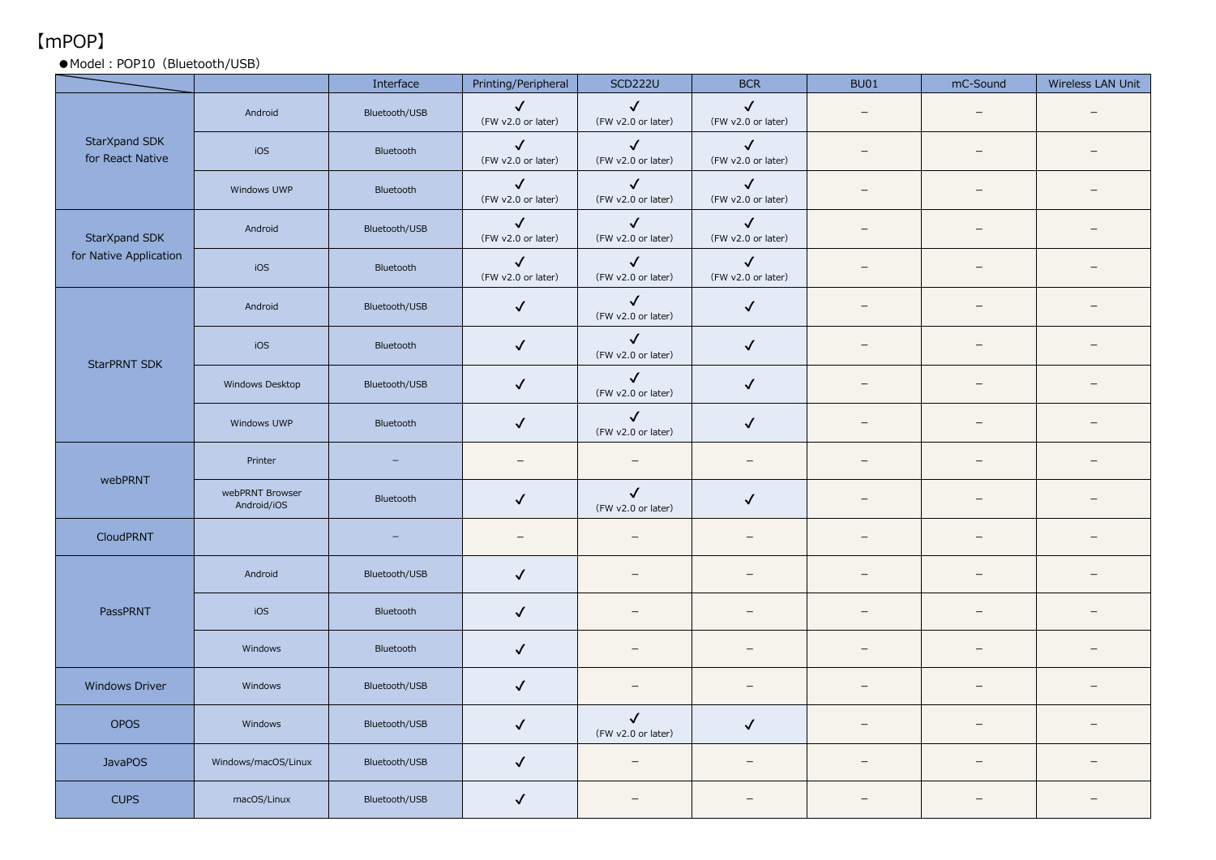【mPOP】

●Model : POP10（Bluetooth/USB）

| | | Interface | Printing/Peripheral | SCD222U | BCR | BU01 | mC-Sound | Wireless LAN Unit |
|---|---|---|---|---|---|---|---|---|
| StarXpand SDK for React Native | Android | Bluetooth/USB | ✓ (FW v2.0 or later) | ✓ (FW v2.0 or later) | ✓ (FW v2.0 or later) | – | – | – |
| | iOS | Bluetooth | ✓ (FW v2.0 or later) | ✓ (FW v2.0 or later) | ✓ (FW v2.0 or later) | – | – | – |
| | Windows UWP | Bluetooth | ✓ (FW v2.0 or later) | ✓ (FW v2.0 or later) | ✓ (FW v2.0 or later) | – | – | – |
| StarXpand SDK for Native Application | Android | Bluetooth/USB | ✓ (FW v2.0 or later) | ✓ (FW v2.0 or later) | ✓ (FW v2.0 or later) | – | – | – |
| | iOS | Bluetooth | ✓ (FW v2.0 or later) | ✓ (FW v2.0 or later) | ✓ (FW v2.0 or later) | – | – | – |
| StarPRNT SDK | Android | Bluetooth/USB | ✓ | ✓ (FW v2.0 or later) | ✓ | – | – | – |
| | iOS | Bluetooth | ✓ | ✓ (FW v2.0 or later) | ✓ | – | – | – |
| | Windows Desktop | Bluetooth/USB | ✓ | ✓ (FW v2.0 or later) | ✓ | – | – | – |
| | Windows UWP | Bluetooth | ✓ | ✓ (FW v2.0 or later) | ✓ | – | – | – |
| webPRNT | Printer | – | – | – | – | – | – | – |
| | webPRNT Browser Android/iOS | Bluetooth | ✓ | ✓ (FW v2.0 or later) | ✓ | – | – | – |
| CloudPRNT | | – | – | – | – | – | – | – |
| PassPRNT | Android | Bluetooth/USB | ✓ | – | – | – | – | – |
| | iOS | Bluetooth | ✓ | – | – | – | – | – |
| | Windows | Bluetooth | ✓ | – | – | – | – | – |
| Windows Driver | Windows | Bluetooth/USB | ✓ | – | – | – | – | – |
| OPOS | Windows | Bluetooth/USB | ✓ | ✓ (FW v2.0 or later) | ✓ | – | – | – |
| JavaPOS | Windows/macOS/Linux | Bluetooth/USB | ✓ | – | – | – | – | – |
| CUPS | macOS/Linux | Bluetooth/USB | ✓ | – | – | – | – | – |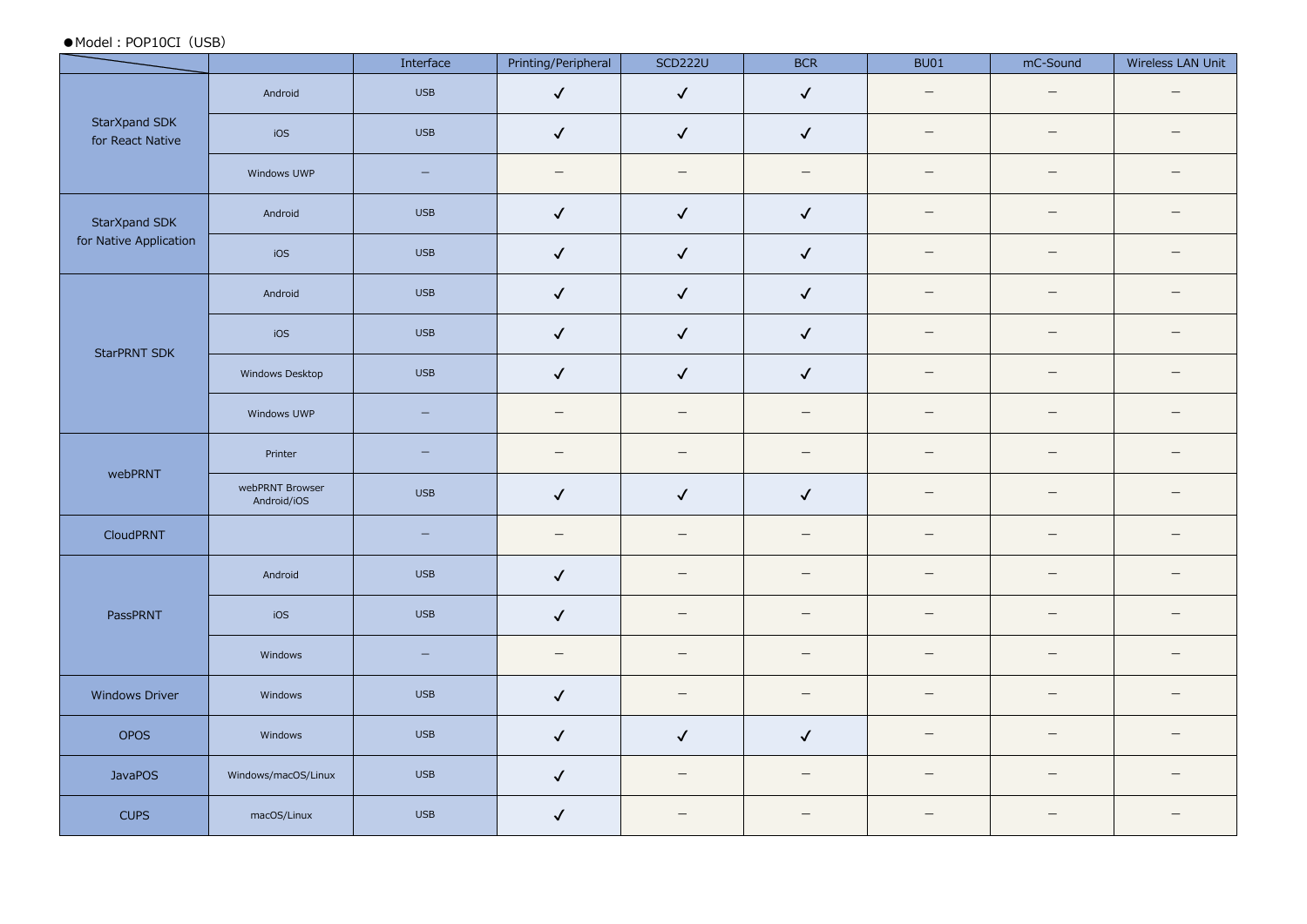●Model : POP10CI（USB）

| | | Interface | Printing/Peripheral | SCD222U | BCR | BU01 | mC-Sound | Wireless LAN Unit |
|---|---|---|---|---|---|---|---|---|
| StarXpand SDK for React Native | Android | USB | ✓ | ✓ | ✓ | － | － | － |
| | iOS | USB | ✓ | ✓ | ✓ | － | － | － |
| | Windows UWP | － | － | － | － | － | － | － |
| StarXpand SDK for Native Application | Android | USB | ✓ | ✓ | ✓ | － | － | － |
| | iOS | USB | ✓ | ✓ | ✓ | － | － | － |
| StarPRNT SDK | Android | USB | ✓ | ✓ | ✓ | － | － | － |
| | iOS | USB | ✓ | ✓ | ✓ | － | － | － |
| | Windows Desktop | USB | ✓ | ✓ | ✓ | － | － | － |
| | Windows UWP | － | － | － | － | － | － | － |
| webPRNT | Printer | － | － | － | － | － | － | － |
| | webPRNT Browser Android/iOS | USB | ✓ | ✓ | ✓ | － | － | － |
| CloudPRNT | | － | － | － | － | － | － | － |
| PassPRNT | Android | USB | ✓ | － | － | － | － | － |
| | iOS | USB | ✓ | － | － | － | － | － |
| | Windows | － | － | － | － | － | － | － |
| Windows Driver | Windows | USB | ✓ | － | － | － | － | － |
| OPOS | Windows | USB | ✓ | ✓ | ✓ | － | － | － |
| JavaPOS | Windows/macOS/Linux | USB | ✓ | － | － | － | － | － |
| CUPS | macOS/Linux | USB | ✓ | － | － | － | － | － |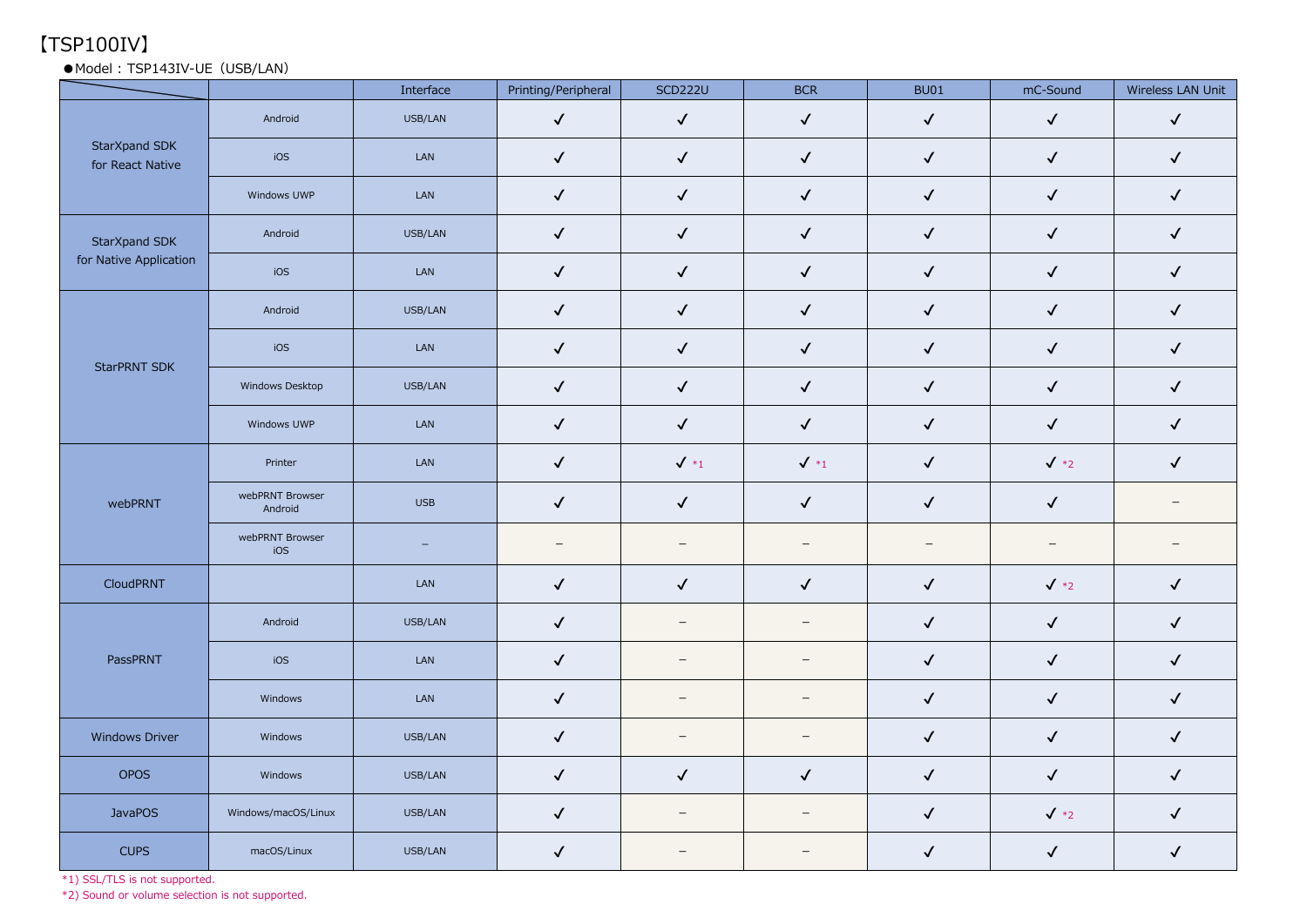# 【TSP100IV】

●Model : TSP143IV-UE（USB/LAN）

| | | Interface | Printing/Peripheral | SCD222U | BCR | BU01 | mC-Sound | Wireless LAN Unit |
|---|---|---|---|---|---|---|---|---|
| StarXpand SDK for React Native | Android | USB/LAN | ✓ | ✓ | ✓ | ✓ | ✓ | ✓ |
| | iOS | LAN | ✓ | ✓ | ✓ | ✓ | ✓ | ✓ |
| | Windows UWP | LAN | ✓ | ✓ | ✓ | ✓ | ✓ | ✓ |
| StarXpand SDK for Native Application | Android | USB/LAN | ✓ | ✓ | ✓ | ✓ | ✓ | ✓ |
| | iOS | LAN | ✓ | ✓ | ✓ | ✓ | ✓ | ✓ |
| StarPRNT SDK | Android | USB/LAN | ✓ | ✓ | ✓ | ✓ | ✓ | ✓ |
| | iOS | LAN | ✓ | ✓ | ✓ | ✓ | ✓ | ✓ |
| | Windows Desktop | USB/LAN | ✓ | ✓ | ✓ | ✓ | ✓ | ✓ |
| | Windows UWP | LAN | ✓ | ✓ | ✓ | ✓ | ✓ | ✓ |
| webPRNT | Printer | LAN | ✓ | ✓ *1 | ✓ *1 | ✓ | ✓ *2 | ✓ |
| | webPRNT Browser Android | USB | ✓ | ✓ | ✓ | ✓ | ✓ | – |
| | webPRNT Browser iOS | – | – | – | – | – | – | – |
| CloudPRNT | | LAN | ✓ | ✓ | ✓ | ✓ | ✓ *2 | ✓ |
| PassPRNT | Android | USB/LAN | ✓ | – | – | ✓ | ✓ | ✓ |
| | iOS | LAN | ✓ | – | – | ✓ | ✓ | ✓ |
| | Windows | LAN | ✓ | – | – | ✓ | ✓ | ✓ |
| Windows Driver | Windows | USB/LAN | ✓ | – | – | ✓ | ✓ | ✓ |
| OPOS | Windows | USB/LAN | ✓ | ✓ | ✓ | ✓ | ✓ | ✓ |
| JavaPOS | Windows/macOS/Linux | USB/LAN | ✓ | – | – | ✓ | ✓ *2 | ✓ |
| CUPS | macOS/Linux | USB/LAN | ✓ | – | – | ✓ | ✓ | ✓ |

*1) SSL/TLS is not supported.

*2) Sound or volume selection is not supported.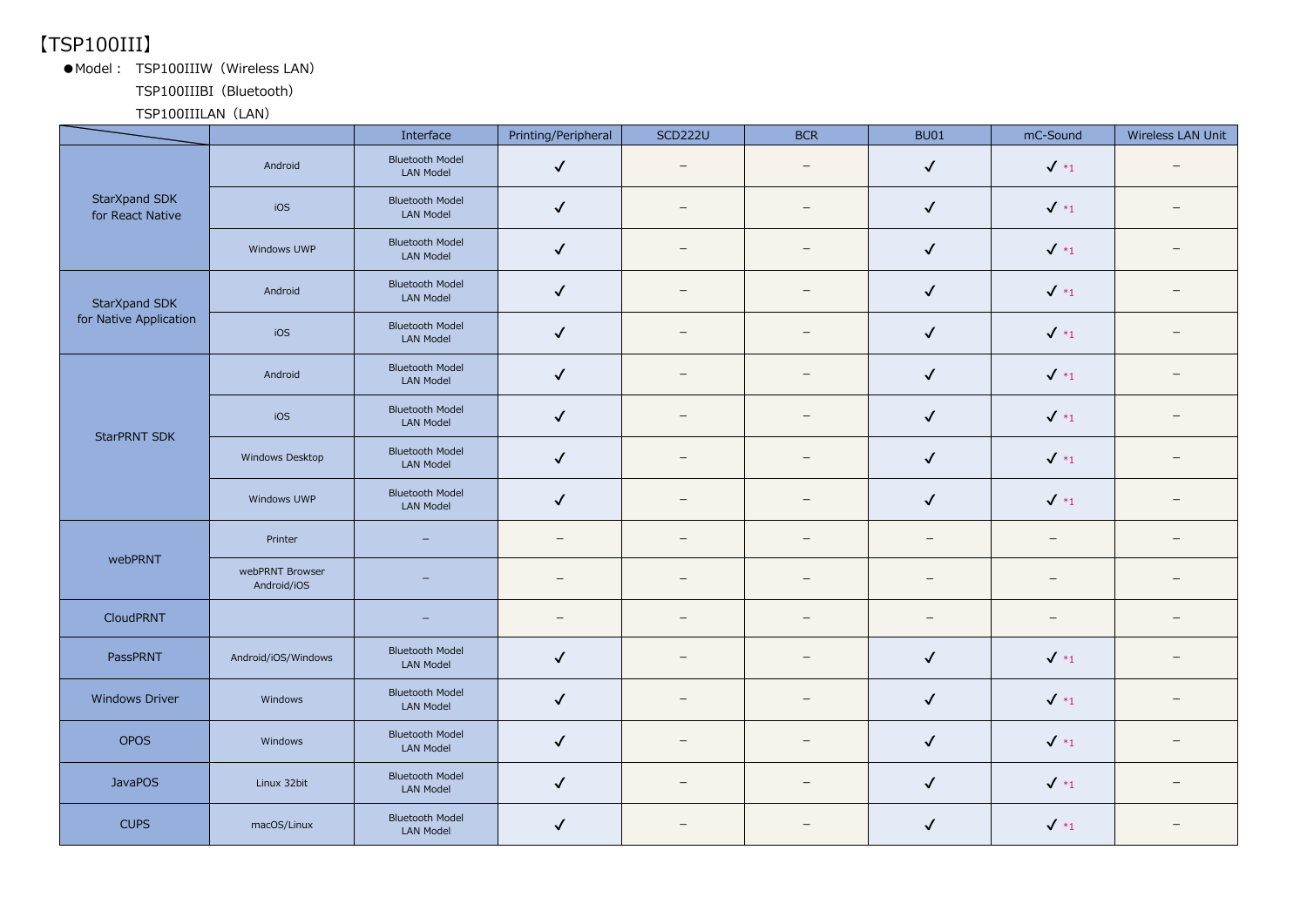# 【TSP100III】

●Model： TSP100IIIW（Wireless LAN）
TSP100IIIBI（Bluetooth）
TSP100IIILAN（LAN）

| | | Interface | Printing/Peripheral | SCD222U | BCR | BU01 | mC-Sound | Wireless LAN Unit |
|---|---|---|---|---|---|---|---|---|
| StarXpand SDK for React Native | Android | Bluetooth Model LAN Model | ✓ | – | – | ✓ | ✓ *1 | – |
| | iOS | Bluetooth Model LAN Model | ✓ | – | – | ✓ | ✓ *1 | – |
| | Windows UWP | Bluetooth Model LAN Model | ✓ | – | – | ✓ | ✓ *1 | – |
| StarXpand SDK for Native Application | Android | Bluetooth Model LAN Model | ✓ | – | – | ✓ | ✓ *1 | – |
| | iOS | Bluetooth Model LAN Model | ✓ | – | – | ✓ | ✓ *1 | – |
| StarPRNT SDK | Android | Bluetooth Model LAN Model | ✓ | – | – | ✓ | ✓ *1 | – |
| | iOS | Bluetooth Model LAN Model | ✓ | – | – | ✓ | ✓ *1 | – |
| | Windows Desktop | Bluetooth Model LAN Model | ✓ | – | – | ✓ | ✓ *1 | – |
| | Windows UWP | Bluetooth Model LAN Model | ✓ | – | – | ✓ | ✓ *1 | – |
| webPRNT | Printer | – | – | – | – | – | – | – |
| | webPRNT Browser Android/iOS | – | – | – | – | – | – | – |
| CloudPRNT | | – | – | – | – | – | – | – |
| PassPRNT | Android/iOS/Windows | Bluetooth Model LAN Model | ✓ | – | – | ✓ | ✓ *1 | – |
| Windows Driver | Windows | Bluetooth Model LAN Model | ✓ | – | – | ✓ | ✓ *1 | – |
| OPOS | Windows | Bluetooth Model LAN Model | ✓ | – | – | ✓ | ✓ *1 | – |
| JavaPOS | Linux 32bit | Bluetooth Model LAN Model | ✓ | – | – | ✓ | ✓ *1 | – |
| CUPS | macOS/Linux | Bluetooth Model LAN Model | ✓ | – | – | ✓ | ✓ *1 | – |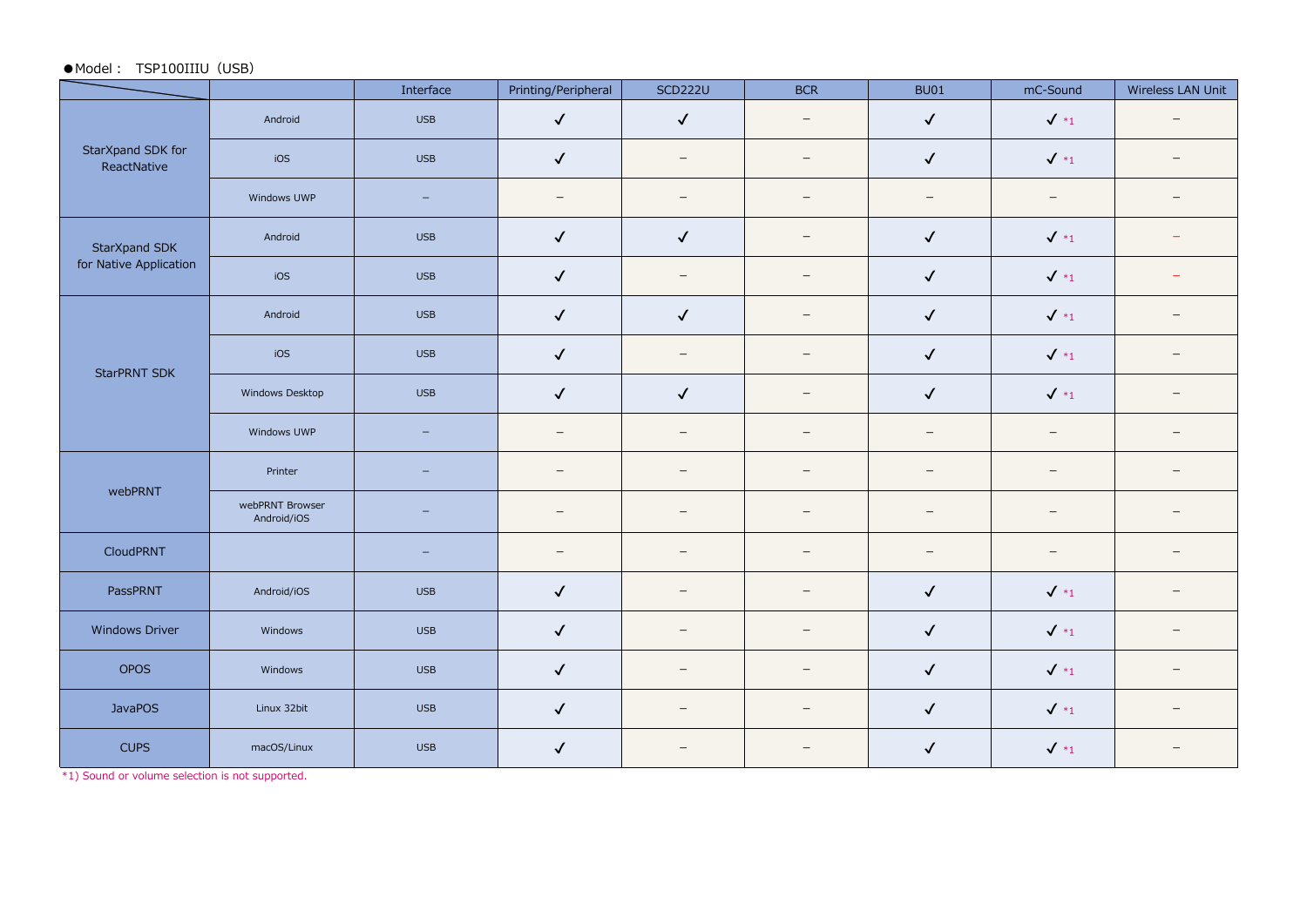●Model： TSP100IIIU（USB）

| | | Interface | Printing/Peripheral | SCD222U | BCR | BU01 | mC-Sound | Wireless LAN Unit |
|---|---|---|---|---|---|---|---|---|
| StarXpand SDK for ReactNative | Android | USB | ✓ | ✓ | – | ✓ | ✓ *1 | – |
| | iOS | USB | ✓ | – | – | ✓ | ✓ *1 | – |
| | Windows UWP | – | – | – | – | – | – | – |
| StarXpand SDK for Native Application | Android | USB | ✓ | ✓ | – | ✓ | ✓ *1 | – |
| | iOS | USB | ✓ | – | – | ✓ | ✓ *1 | – |
| StarPRNT SDK | Android | USB | ✓ | ✓ | – | ✓ | ✓ *1 | – |
| | iOS | USB | ✓ | – | – | ✓ | ✓ *1 | – |
| | Windows Desktop | USB | ✓ | ✓ | – | ✓ | ✓ *1 | – |
| | Windows UWP | – | – | – | – | – | – | – |
| webPRNT | Printer | – | – | – | – | – | – | – |
| | webPRNT Browser Android/iOS | – | – | – | – | – | – | – |
| CloudPRNT | | – | – | – | – | – | – | – |
| PassPRNT | Android/iOS | USB | ✓ | – | – | ✓ | ✓ *1 | – |
| Windows Driver | Windows | USB | ✓ | – | – | ✓ | ✓ *1 | – |
| OPOS | Windows | USB | ✓ | – | – | ✓ | ✓ *1 | – |
| JavaPOS | Linux 32bit | USB | ✓ | – | – | ✓ | ✓ *1 | – |
| CUPS | macOS/Linux | USB | ✓ | – | – | ✓ | ✓ *1 | – |

*1) Sound or volume selection is not supported.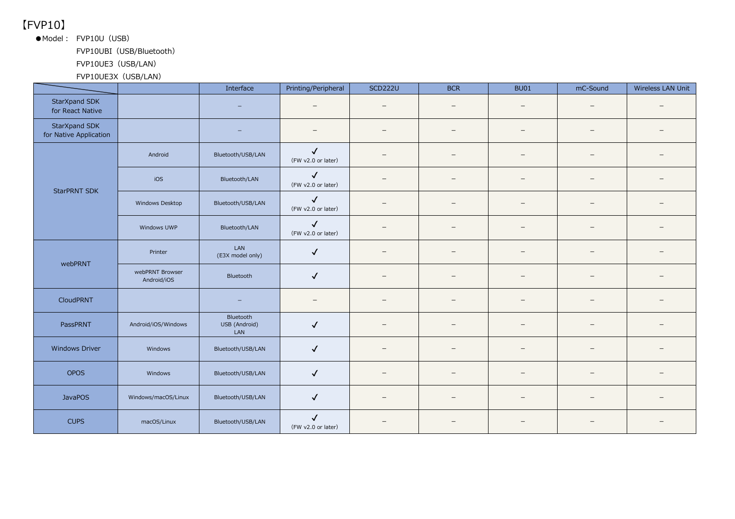【FVP10】

● Model： FVP10U（USB）
FVP10UBI（USB/Bluetooth）
FVP10UE3（USB/LAN）
FVP10UE3X（USB/LAN）

| | | Interface | Printing/Peripheral | SCD222U | BCR | BU01 | mC-Sound | Wireless LAN Unit |
|---|---|---|---|---|---|---|---|---|
| StarXpand SDK for React Native | | – | – | – | – | – | – | – |
| StarXpand SDK for Native Application | | – | – | – | – | – | – | – |
| StarPRNT SDK | Android | Bluetooth/USB/LAN | ✓ (FW v2.0 or later) | – | – | – | – | – |
| | iOS | Bluetooth/LAN | ✓ (FW v2.0 or later) | – | – | – | – | – |
| | Windows Desktop | Bluetooth/USB/LAN | ✓ (FW v2.0 or later) | – | – | – | – | – |
| | Windows UWP | Bluetooth/LAN | ✓ (FW v2.0 or later) | – | – | – | – | – |
| webPRNT | Printer | LAN (E3X model only) | ✓ | – | – | – | – | – |
| | webPRNT Browser Android/iOS | Bluetooth | ✓ | – | – | – | – | – |
| CloudPRNT | | – | – | – | – | – | – | – |
| PassPRNT | Android/iOS/Windows | Bluetooth USB (Android) LAN | ✓ | – | – | – | – | – |
| Windows Driver | Windows | Bluetooth/USB/LAN | ✓ | – | – | – | – | – |
| OPOS | Windows | Bluetooth/USB/LAN | ✓ | – | – | – | – | – |
| JavaPOS | Windows/macOS/Linux | Bluetooth/USB/LAN | ✓ | – | – | – | – | – |
| CUPS | macOS/Linux | Bluetooth/USB/LAN | ✓ (FW v2.0 or later) | – | – | – | – | – |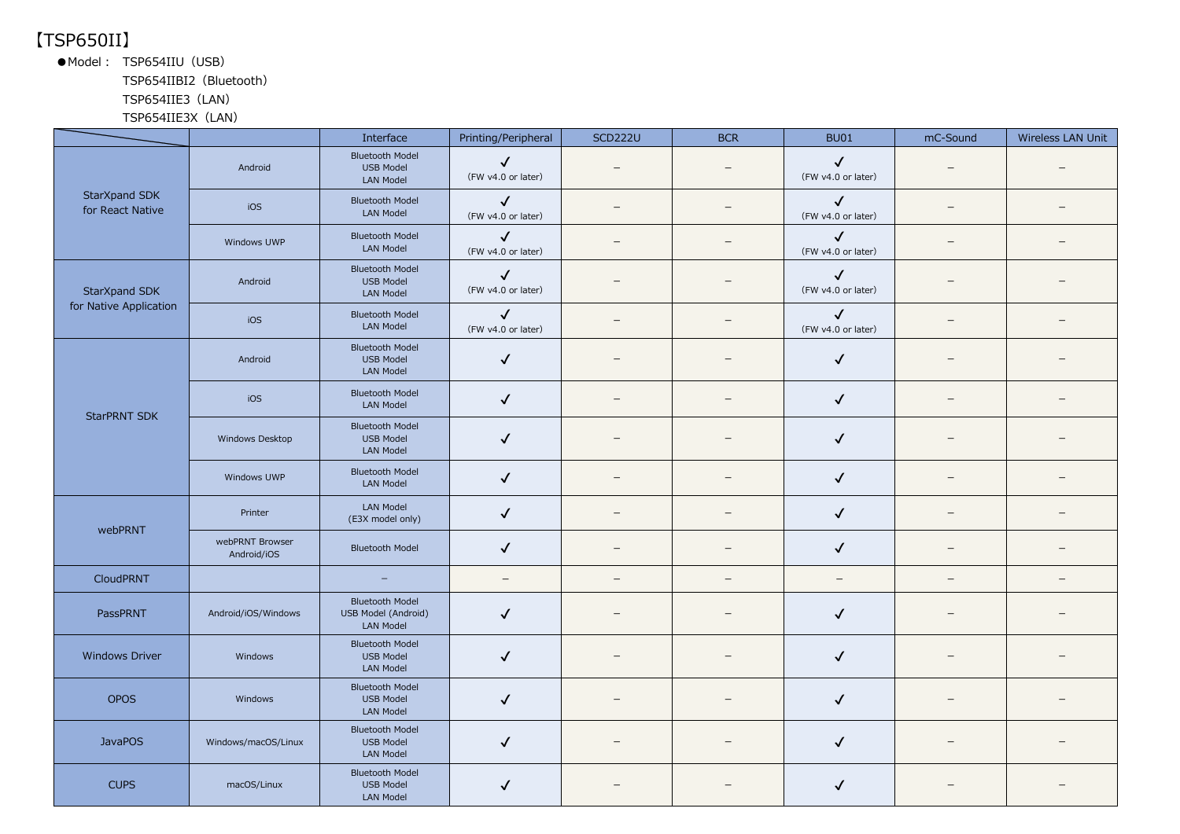【TSP650II】

●Model： TSP654IIU（USB）
TSP654IIBI2（Bluetooth）
TSP654IIE3（LAN）
TSP654IIE3X（LAN）

| | | Interface | Printing/Peripheral | SCD222U | BCR | BU01 | mC-Sound | Wireless LAN Unit |
|---|---|---|---|---|---|---|---|---|
| StarXpand SDK for React Native | Android | Bluetooth Model<br>USB Model<br>LAN Model | ✓<br>(FW v4.0 or later) | – | – | ✓<br>(FW v4.0 or later) | – | – |
| | iOS | Bluetooth Model<br>LAN Model | ✓<br>(FW v4.0 or later) | – | – | ✓<br>(FW v4.0 or later) | – | – |
| | Windows UWP | Bluetooth Model<br>LAN Model | ✓<br>(FW v4.0 or later) | – | – | ✓<br>(FW v4.0 or later) | – | – |
| StarXpand SDK for Native Application | Android | Bluetooth Model<br>USB Model<br>LAN Model | ✓<br>(FW v4.0 or later) | – | – | ✓<br>(FW v4.0 or later) | – | – |
| | iOS | Bluetooth Model<br>LAN Model | ✓<br>(FW v4.0 or later) | – | – | ✓<br>(FW v4.0 or later) | – | – |
| StarPRNT SDK | Android | Bluetooth Model<br>USB Model<br>LAN Model | ✓ | – | – | ✓ | – | – |
| | iOS | Bluetooth Model<br>LAN Model | ✓ | – | – | ✓ | – | – |
| | Windows Desktop | Bluetooth Model<br>USB Model<br>LAN Model | ✓ | – | – | ✓ | – | – |
| | Windows UWP | Bluetooth Model<br>LAN Model | ✓ | – | – | ✓ | – | – |
| webPRNT | Printer | LAN Model<br>(E3X model only) | ✓ | – | – | ✓ | – | – |
| | webPRNT Browser Android/iOS | Bluetooth Model | ✓ | – | – | ✓ | – | – |
| CloudPRNT | | – | – | – | – | – | – | – |
| PassPRNT | Android/iOS/Windows | Bluetooth Model<br>USB Model (Android)<br>LAN Model | ✓ | – | – | ✓ | – | – |
| Windows Driver | Windows | Bluetooth Model<br>USB Model<br>LAN Model | ✓ | – | – | ✓ | – | – |
| OPOS | Windows | Bluetooth Model<br>USB Model<br>LAN Model | ✓ | – | – | ✓ | – | – |
| JavaPOS | Windows/macOS/Linux | Bluetooth Model<br>USB Model<br>LAN Model | ✓ | – | – | ✓ | – | – |
| CUPS | macOS/Linux | Bluetooth Model<br>USB Model<br>LAN Model | ✓ | – | – | ✓ | – | – |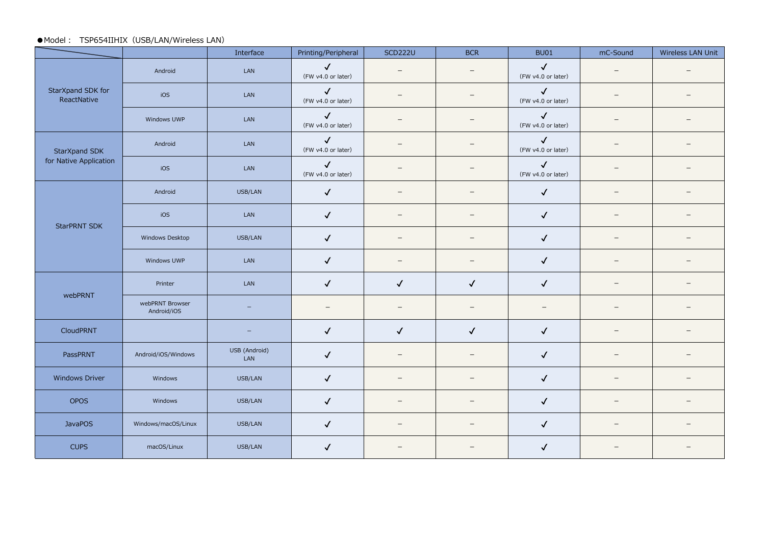●Model：　TSP654IIHIX（USB/LAN/Wireless LAN）

| | | Interface | Printing/Peripheral | SCD222U | BCR | BU01 | mC-Sound | Wireless LAN Unit |
|---|---|---|---|---|---|---|---|---|
| StarXpand SDK for ReactNative | Android | LAN | ✓ (FW v4.0 or later) | – | – | ✓ (FW v4.0 or later) | – | – |
| | iOS | LAN | ✓ (FW v4.0 or later) | – | – | ✓ (FW v4.0 or later) | – | – |
| | Windows UWP | LAN | ✓ (FW v4.0 or later) | – | – | ✓ (FW v4.0 or later) | – | – |
| StarXpand SDK for Native Application | Android | LAN | ✓ (FW v4.0 or later) | – | – | ✓ (FW v4.0 or later) | – | – |
| | iOS | LAN | ✓ (FW v4.0 or later) | – | – | ✓ (FW v4.0 or later) | – | – |
| StarPRNT SDK | Android | USB/LAN | ✓ | – | – | ✓ | – | – |
| | iOS | LAN | ✓ | – | – | ✓ | – | – |
| | Windows Desktop | USB/LAN | ✓ | – | – | ✓ | – | – |
| | Windows UWP | LAN | ✓ | – | – | ✓ | – | – |
| webPRNT | Printer | LAN | ✓ | ✓ | ✓ | ✓ | – | – |
| | webPRNT Browser Android/iOS | – | – | – | – | – | – | – |
| CloudPRNT | | – | ✓ | ✓ | ✓ | ✓ | – | – |
| PassPRNT | Android/iOS/Windows | USB (Android) LAN | ✓ | – | – | ✓ | – | – |
| Windows Driver | Windows | USB/LAN | ✓ | – | – | ✓ | – | – |
| OPOS | Windows | USB/LAN | ✓ | – | – | ✓ | – | – |
| JavaPOS | Windows/macOS/Linux | USB/LAN | ✓ | – | – | ✓ | – | – |
| CUPS | macOS/Linux | USB/LAN | ✓ | – | – | ✓ | – | – |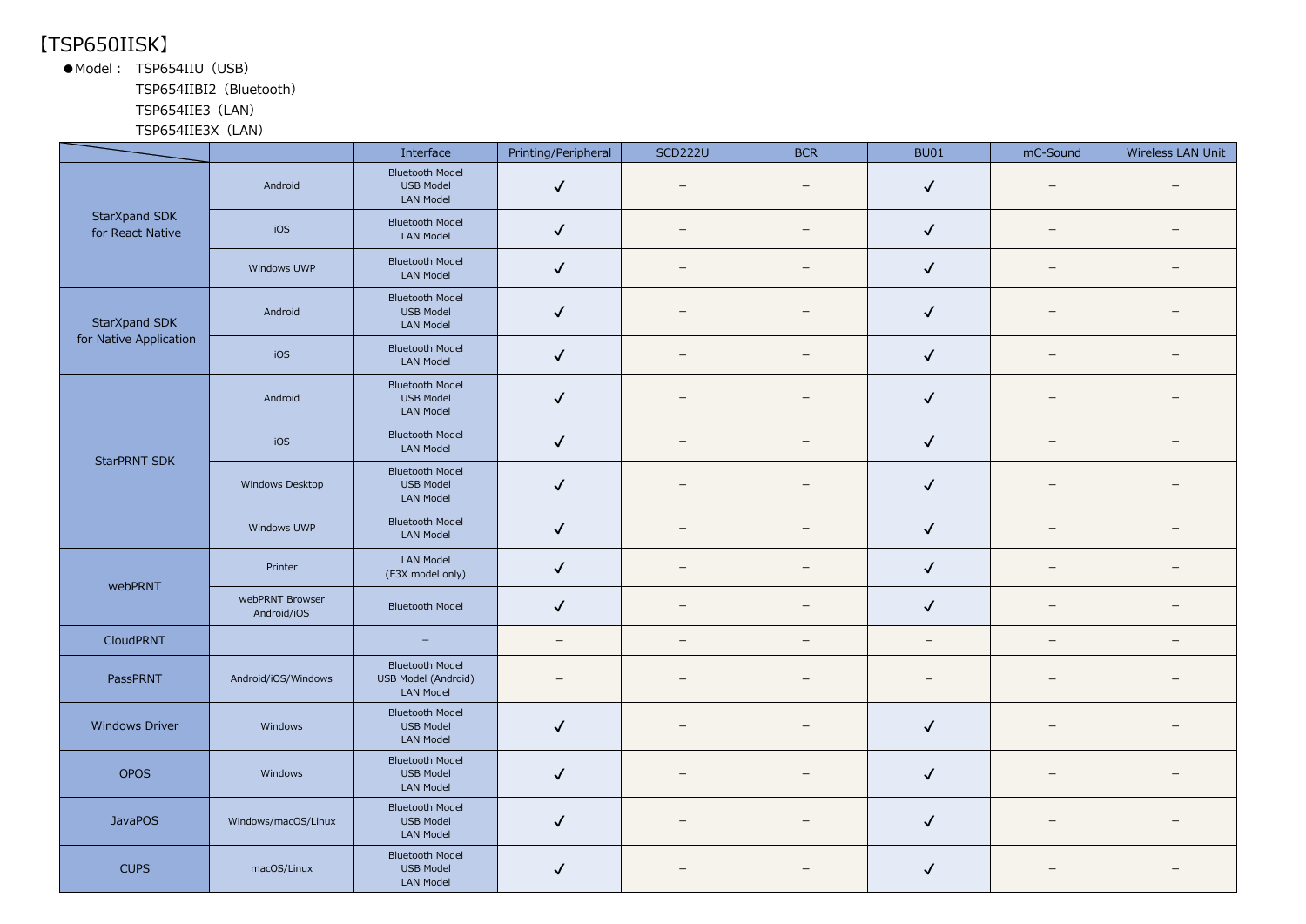【TSP650IISK】

●Model：TSP654IIU（USB）
TSP654IIBI2（Bluetooth）
TSP654IIE3（LAN）
TSP654IIE3X（LAN）

| | | Interface | Printing/Peripheral | SCD222U | BCR | BU01 | mC-Sound | Wireless LAN Unit |
|---|---|---|---|---|---|---|---|---|
| StarXpand SDK for React Native | Android | Bluetooth Model<br>USB Model<br>LAN Model | ✓ | – | – | ✓ | – | – |
| | iOS | Bluetooth Model<br>LAN Model | ✓ | – | – | ✓ | – | – |
| | Windows UWP | Bluetooth Model<br>LAN Model | ✓ | – | – | ✓ | – | – |
| StarXpand SDK for Native Application | Android | Bluetooth Model<br>USB Model<br>LAN Model | ✓ | – | – | ✓ | – | – |
| | iOS | Bluetooth Model<br>LAN Model | ✓ | – | – | ✓ | – | – |
| StarPRNT SDK | Android | Bluetooth Model<br>USB Model<br>LAN Model | ✓ | – | – | ✓ | – | – |
| | iOS | Bluetooth Model<br>LAN Model | ✓ | – | – | ✓ | – | – |
| | Windows Desktop | Bluetooth Model<br>USB Model<br>LAN Model | ✓ | – | – | ✓ | – | – |
| | Windows UWP | Bluetooth Model<br>LAN Model | ✓ | – | – | ✓ | – | – |
| webPRNT | Printer | LAN Model<br>(E3X model only) | ✓ | – | – | ✓ | – | – |
| | webPRNT Browser<br>Android/iOS | Bluetooth Model | ✓ | – | – | ✓ | – | – |
| CloudPRNT | | – | – | – | – | – | – | – |
| PassPRNT | Android/iOS/Windows | Bluetooth Model<br>USB Model (Android)<br>LAN Model | – | – | – | – | – | – |
| Windows Driver | Windows | Bluetooth Model<br>USB Model<br>LAN Model | ✓ | – | – | ✓ | – | – |
| OPOS | Windows | Bluetooth Model<br>USB Model<br>LAN Model | ✓ | – | – | ✓ | – | – |
| JavaPOS | Windows/macOS/Linux | Bluetooth Model<br>USB Model<br>LAN Model | ✓ | – | – | ✓ | – | – |
| CUPS | macOS/Linux | Bluetooth Model<br>USB Model<br>LAN Model | ✓ | – | – | ✓ | – | – |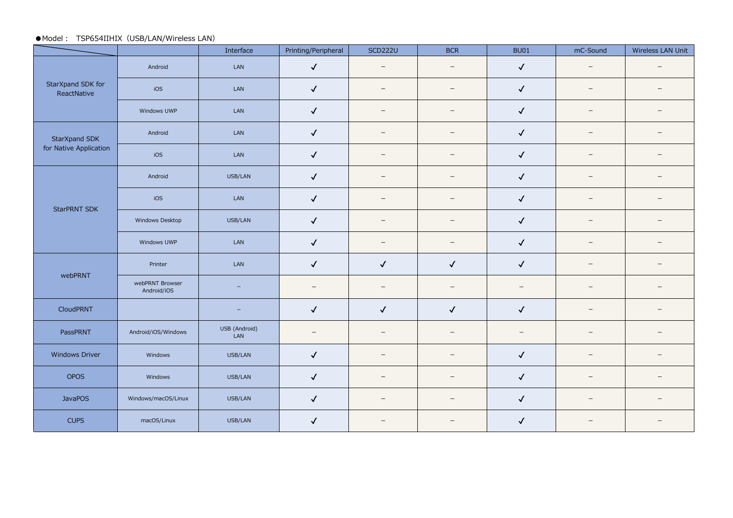●Model： TSP654IIHIX（USB/LAN/Wireless LAN）

| | | Interface | Printing/Peripheral | SCD222U | BCR | BU01 | mC-Sound | Wireless LAN Unit |
|---|---|---|---|---|---|---|---|---|
| StarXpand SDK for ReactNative | Android | LAN | ✓ | – | – | ✓ | – | – |
| | iOS | LAN | ✓ | – | – | ✓ | – | – |
| | Windows UWP | LAN | ✓ | – | – | ✓ | – | – |
| StarXpand SDK for Native Application | Android | LAN | ✓ | – | – | ✓ | – | – |
| | iOS | LAN | ✓ | – | – | ✓ | – | – |
| StarPRNT SDK | Android | USB/LAN | ✓ | – | – | ✓ | – | – |
| | iOS | LAN | ✓ | – | – | ✓ | – | – |
| | Windows Desktop | USB/LAN | ✓ | – | – | ✓ | – | – |
| | Windows UWP | LAN | ✓ | – | – | ✓ | – | – |
| webPRNT | Printer | LAN | ✓ | ✓ | ✓ | ✓ | – | – |
| | webPRNT Browser Android/iOS | – | – | – | – | – | – | – |
| CloudPRNT | | – | ✓ | ✓ | ✓ | ✓ | – | – |
| PassPRNT | Android/iOS/Windows | USB (Android) LAN | – | – | – | – | – | – |
| Windows Driver | Windows | USB/LAN | ✓ | – | – | ✓ | – | – |
| OPOS | Windows | USB/LAN | ✓ | – | – | ✓ | – | – |
| JavaPOS | Windows/macOS/Linux | USB/LAN | ✓ | – | – | ✓ | – | – |
| CUPS | macOS/Linux | USB/LAN | ✓ | – | – | ✓ | – | – |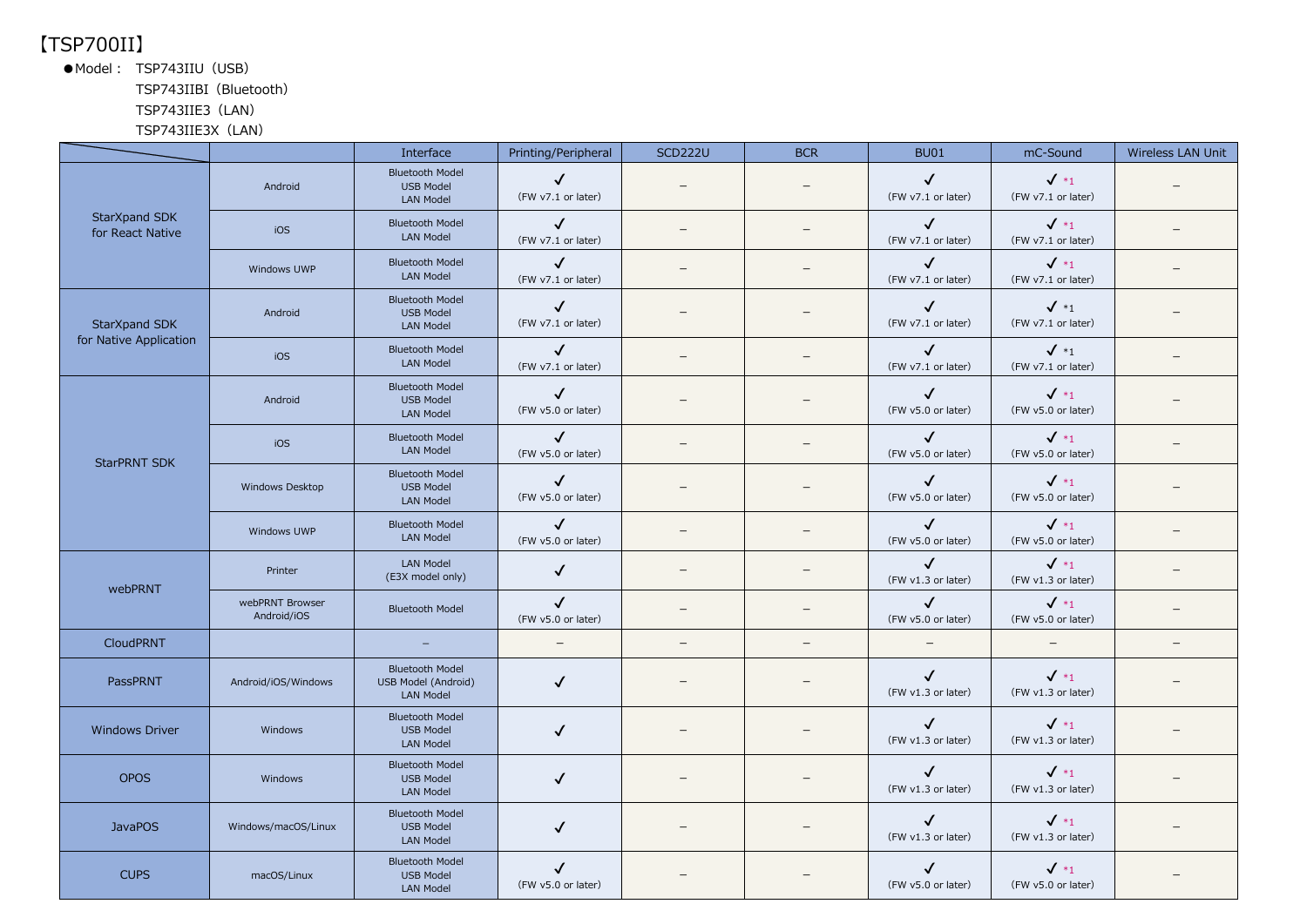【TSP700II】

●Model： TSP743IIU（USB）
TSP743IIBI（Bluetooth）
TSP743IIE3（LAN）
TSP743IIE3X（LAN）

| | | Interface | Printing/Peripheral | SCD222U | BCR | BU01 | mC-Sound | Wireless LAN Unit |
|---|---|---|---|---|---|---|---|---|
| StarXpand SDK for React Native | Android | Bluetooth Model<br>USB Model<br>LAN Model | ✓<br>(FW v7.1 or later) | – | – | ✓<br>(FW v7.1 or later) | ✓ *1<br>(FW v7.1 or later) | – |
| | iOS | Bluetooth Model<br>LAN Model | ✓<br>(FW v7.1 or later) | – | – | ✓<br>(FW v7.1 or later) | ✓ *1<br>(FW v7.1 or later) | – |
| | Windows UWP | Bluetooth Model<br>LAN Model | ✓<br>(FW v7.1 or later) | – | – | ✓<br>(FW v7.1 or later) | ✓ *1<br>(FW v7.1 or later) | – |
| StarXpand SDK for Native Application | Android | Bluetooth Model<br>USB Model<br>LAN Model | ✓<br>(FW v7.1 or later) | – | – | ✓<br>(FW v7.1 or later) | ✓ *1<br>(FW v7.1 or later) | – |
| | iOS | Bluetooth Model<br>LAN Model | ✓<br>(FW v7.1 or later) | – | – | ✓<br>(FW v7.1 or later) | ✓ *1<br>(FW v7.1 or later) | – |
| StarPRNT SDK | Android | Bluetooth Model<br>USB Model<br>LAN Model | ✓<br>(FW v5.0 or later) | – | – | ✓<br>(FW v5.0 or later) | ✓ *1<br>(FW v5.0 or later) | – |
| | iOS | Bluetooth Model<br>LAN Model | ✓<br>(FW v5.0 or later) | – | – | ✓<br>(FW v5.0 or later) | ✓ *1<br>(FW v5.0 or later) | – |
| | Windows Desktop | Bluetooth Model<br>USB Model<br>LAN Model | ✓<br>(FW v5.0 or later) | – | – | ✓<br>(FW v5.0 or later) | ✓ *1<br>(FW v5.0 or later) | – |
| | Windows UWP | Bluetooth Model<br>LAN Model | ✓<br>(FW v5.0 or later) | – | – | ✓<br>(FW v5.0 or later) | ✓ *1<br>(FW v5.0 or later) | – |
| webPRNT | Printer | LAN Model<br>(E3X model only) | ✓ | – | – | ✓<br>(FW v1.3 or later) | ✓ *1<br>(FW v1.3 or later) | – |
| | webPRNT Browser Android/iOS | Bluetooth Model | ✓<br>(FW v5.0 or later) | – | – | ✓<br>(FW v5.0 or later) | ✓ *1<br>(FW v5.0 or later) | – |
| CloudPRNT | | – | – | – | – | – | – | – |
| PassPRNT | Android/iOS/Windows | Bluetooth Model<br>USB Model (Android)<br>LAN Model | ✓ | – | – | ✓<br>(FW v1.3 or later) | ✓ *1<br>(FW v1.3 or later) | – |
| Windows Driver | Windows | Bluetooth Model<br>USB Model<br>LAN Model | ✓ | – | – | ✓<br>(FW v1.3 or later) | ✓ *1<br>(FW v1.3 or later) | – |
| OPOS | Windows | Bluetooth Model<br>USB Model<br>LAN Model | ✓ | – | – | ✓<br>(FW v1.3 or later) | ✓ *1<br>(FW v1.3 or later) | – |
| JavaPOS | Windows/macOS/Linux | Bluetooth Model<br>USB Model<br>LAN Model | ✓ | – | – | ✓<br>(FW v1.3 or later) | ✓ *1<br>(FW v1.3 or later) | – |
| CUPS | macOS/Linux | Bluetooth Model<br>USB Model<br>LAN Model | ✓<br>(FW v5.0 or later) | – | – | ✓<br>(FW v5.0 or later) | ✓ *1<br>(FW v5.0 or later) | – |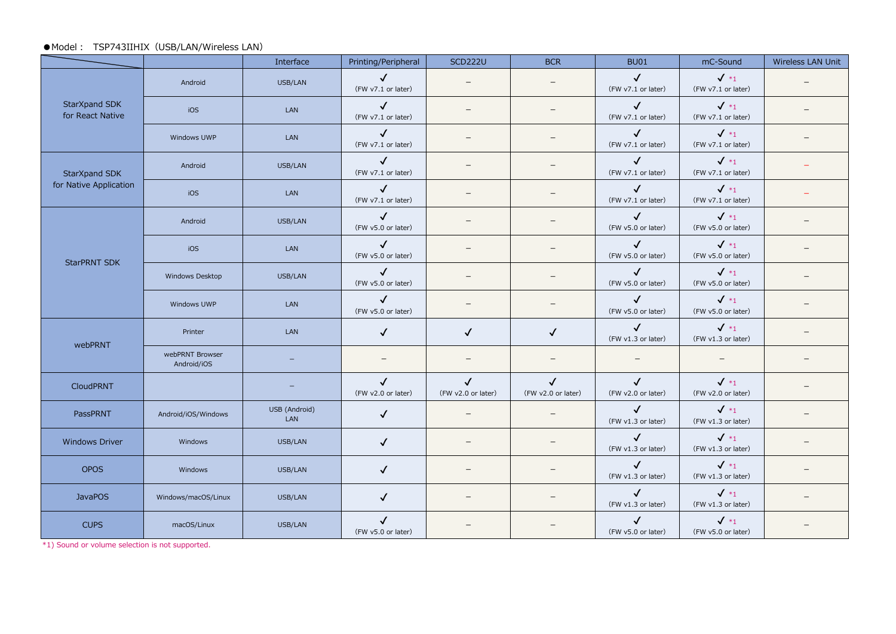●Model： TSP743IIHIX（USB/LAN/Wireless LAN）

| | | Interface | Printing/Peripheral | SCD222U | BCR | BU01 | mC-Sound | Wireless LAN Unit |
|---|---|---|---|---|---|---|---|---|
| StarXpand SDK for React Native | Android | USB/LAN | ✓ (FW v7.1 or later) | – | – | ✓ (FW v7.1 or later) | ✓ *1 (FW v7.1 or later) | – |
| | iOS | LAN | ✓ (FW v7.1 or later) | – | – | ✓ (FW v7.1 or later) | ✓ *1 (FW v7.1 or later) | – |
| | Windows UWP | LAN | ✓ (FW v7.1 or later) | – | – | ✓ (FW v7.1 or later) | ✓ *1 (FW v7.1 or later) | – |
| StarXpand SDK for Native Application | Android | USB/LAN | ✓ (FW v7.1 or later) | – | – | ✓ (FW v7.1 or later) | ✓ *1 (FW v7.1 or later) | – |
| | iOS | LAN | ✓ (FW v7.1 or later) | – | – | ✓ (FW v7.1 or later) | ✓ *1 (FW v7.1 or later) | – |
| StarPRNT SDK | Android | USB/LAN | ✓ (FW v5.0 or later) | – | – | ✓ (FW v5.0 or later) | ✓ *1 (FW v5.0 or later) | – |
| | iOS | LAN | ✓ (FW v5.0 or later) | – | – | ✓ (FW v5.0 or later) | ✓ *1 (FW v5.0 or later) | – |
| | Windows Desktop | USB/LAN | ✓ (FW v5.0 or later) | – | – | ✓ (FW v5.0 or later) | ✓ *1 (FW v5.0 or later) | – |
| | Windows UWP | LAN | ✓ (FW v5.0 or later) | – | – | ✓ (FW v5.0 or later) | ✓ *1 (FW v5.0 or later) | – |
| webPRNT | Printer | LAN | ✓ | ✓ | ✓ | ✓ (FW v1.3 or later) | ✓ *1 (FW v1.3 or later) | – |
| | webPRNT Browser Android/iOS | – | – | – | – | – | – | – |
| CloudPRNT | | – | ✓ (FW v2.0 or later) | ✓ (FW v2.0 or later) | ✓ (FW v2.0 or later) | ✓ (FW v2.0 or later) | ✓ *1 (FW v2.0 or later) | – |
| PassPRNT | Android/iOS/Windows | USB (Android) LAN | ✓ | – | – | ✓ (FW v1.3 or later) | ✓ *1 (FW v1.3 or later) | – |
| Windows Driver | Windows | USB/LAN | ✓ | – | – | ✓ (FW v1.3 or later) | ✓ *1 (FW v1.3 or later) | – |
| OPOS | Windows | USB/LAN | ✓ | – | – | ✓ (FW v1.3 or later) | ✓ *1 (FW v1.3 or later) | – |
| JavaPOS | Windows/macOS/Linux | USB/LAN | ✓ | – | – | ✓ (FW v1.3 or later) | ✓ *1 (FW v1.3 or later) | – |
| CUPS | macOS/Linux | USB/LAN | ✓ (FW v5.0 or later) | – | – | ✓ (FW v5.0 or later) | ✓ *1 (FW v5.0 or later) | – |

*1) Sound or volume selection is not supported.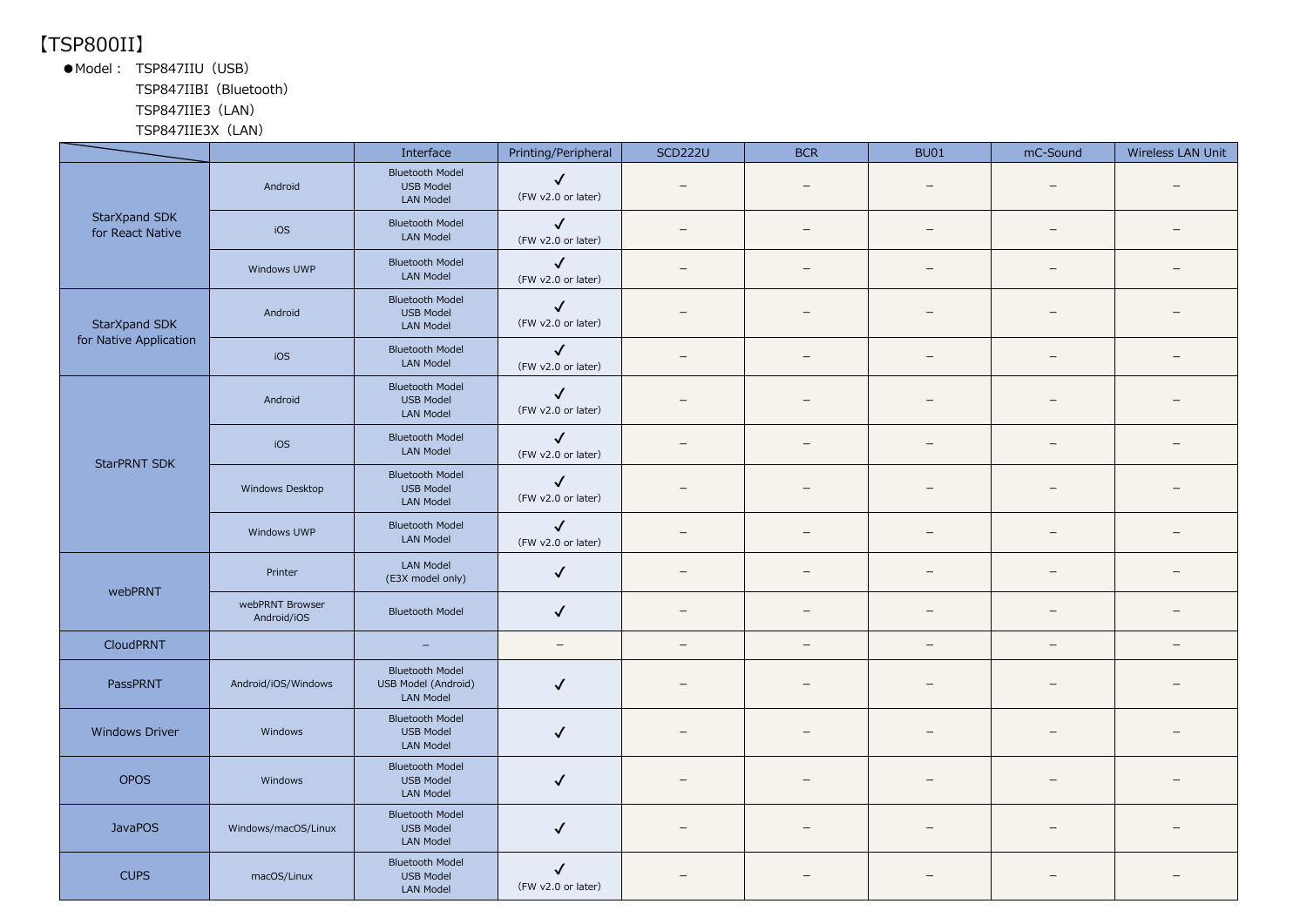# 【TSP800II】

●Model： TSP847IIU（USB）
TSP847IIBI（Bluetooth）
TSP847IIE3（LAN）
TSP847IIE3X（LAN）

| | | Interface | Printing/Peripheral | SCD222U | BCR | BU01 | mC-Sound | Wireless LAN Unit |
|---|---|---|---|---|---|---|---|---|
| StarXpand SDK for React Native | Android | Bluetooth Model<br>USB Model<br>LAN Model | ✓<br>(FW v2.0 or later) | – | – | – | – | – |
| | iOS | Bluetooth Model<br>LAN Model | ✓<br>(FW v2.0 or later) | – | – | – | – | – |
| | Windows UWP | Bluetooth Model<br>LAN Model | ✓<br>(FW v2.0 or later) | – | – | – | – | – |
| StarXpand SDK for Native Application | Android | Bluetooth Model<br>USB Model<br>LAN Model | ✓<br>(FW v2.0 or later) | – | – | – | – | – |
| | iOS | Bluetooth Model<br>LAN Model | ✓<br>(FW v2.0 or later) | – | – | – | – | – |
| StarPRNT SDK | Android | Bluetooth Model<br>USB Model<br>LAN Model | ✓<br>(FW v2.0 or later) | – | – | – | – | – |
| | iOS | Bluetooth Model<br>LAN Model | ✓<br>(FW v2.0 or later) | – | – | – | – | – |
| | Windows Desktop | Bluetooth Model<br>USB Model<br>LAN Model | ✓<br>(FW v2.0 or later) | – | – | – | – | – |
| | Windows UWP | Bluetooth Model<br>LAN Model | ✓<br>(FW v2.0 or later) | – | – | – | – | – |
| webPRNT | Printer | LAN Model<br>(E3X model only) | ✓ | – | – | – | – | – |
| | webPRNT Browser Android/iOS | Bluetooth Model | ✓ | – | – | – | – | – |
| CloudPRNT | | – | – | – | – | – | – | – |
| PassPRNT | Android/iOS/Windows | Bluetooth Model<br>USB Model (Android)<br>LAN Model | ✓ | – | – | – | – | – |
| Windows Driver | Windows | Bluetooth Model<br>USB Model<br>LAN Model | ✓ | – | – | – | – | – |
| OPOS | Windows | Bluetooth Model<br>USB Model<br>LAN Model | ✓ | – | – | – | – | – |
| JavaPOS | Windows/macOS/Linux | Bluetooth Model<br>USB Model<br>LAN Model | ✓ | – | – | – | – | – |
| CUPS | macOS/Linux | Bluetooth Model<br>USB Model<br>LAN Model | ✓<br>(FW v2.0 or later) | – | – | – | – | – |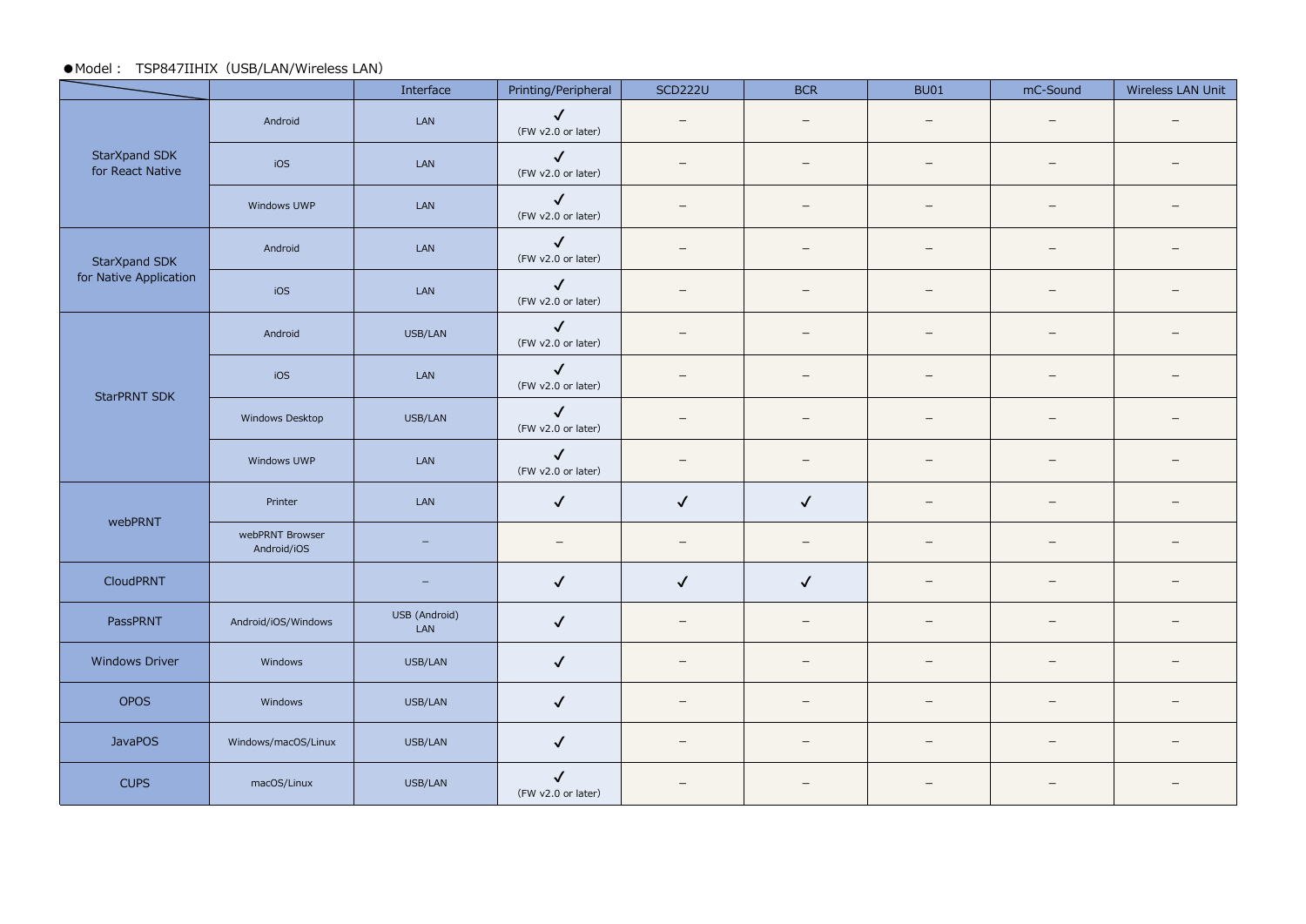●Model： TSP847IIHIX（USB/LAN/Wireless LAN）

| | | Interface | Printing/Peripheral | SCD222U | BCR | BU01 | mC-Sound | Wireless LAN Unit |
|---|---|---|---|---|---|---|---|---|
| StarXpand SDK for React Native | Android | LAN | ✓ (FW v2.0 or later) | – | – | – | – | – |
| | iOS | LAN | ✓ (FW v2.0 or later) | – | – | – | – | – |
| | Windows UWP | LAN | ✓ (FW v2.0 or later) | – | – | – | – | – |
| StarXpand SDK for Native Application | Android | LAN | ✓ (FW v2.0 or later) | – | – | – | – | – |
| | iOS | LAN | ✓ (FW v2.0 or later) | – | – | – | – | – |
| StarPRNT SDK | Android | USB/LAN | ✓ (FW v2.0 or later) | – | – | – | – | – |
| | iOS | LAN | ✓ (FW v2.0 or later) | – | – | – | – | – |
| | Windows Desktop | USB/LAN | ✓ (FW v2.0 or later) | – | – | – | – | – |
| | Windows UWP | LAN | ✓ (FW v2.0 or later) | – | – | – | – | – |
| webPRNT | Printer | LAN | ✓ | ✓ | ✓ | – | – | – |
| | webPRNT Browser Android/iOS | – | – | – | – | – | – | – |
| CloudPRNT | | – | ✓ | ✓ | ✓ | – | – | – |
| PassPRNT | Android/iOS/Windows | USB (Android) LAN | ✓ | – | – | – | – | – |
| Windows Driver | Windows | USB/LAN | ✓ | – | – | – | – | – |
| OPOS | Windows | USB/LAN | ✓ | – | – | – | – | – |
| JavaPOS | Windows/macOS/Linux | USB/LAN | ✓ | – | – | – | – | – |
| CUPS | macOS/Linux | USB/LAN | ✓ (FW v2.0 or later) | – | – | – | – | – |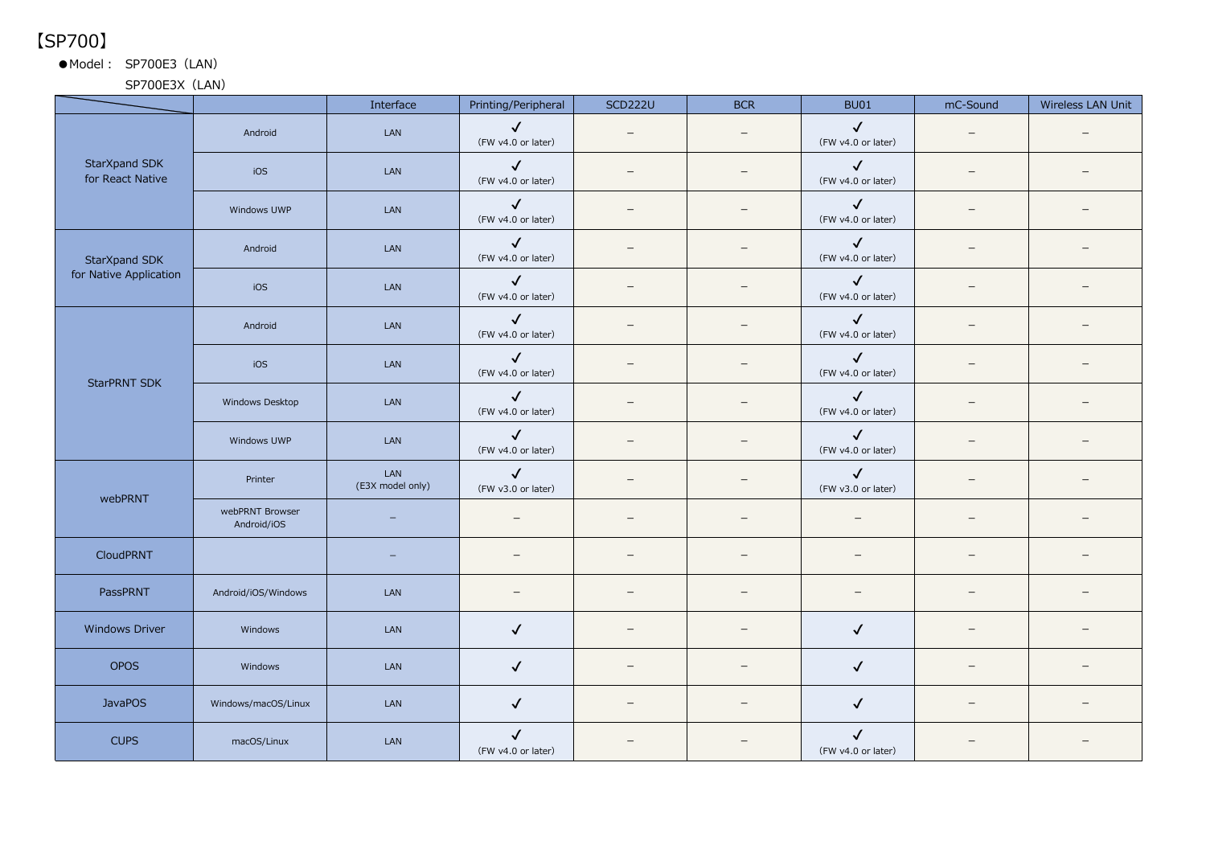【SP700】

●Model： SP700E3（LAN）
　　　　SP700E3X（LAN）

| | | Interface | Printing/Peripheral | SCD222U | BCR | BU01 | mC-Sound | Wireless LAN Unit |
|---|---|---|---|---|---|---|---|---|
| StarXpand SDK for React Native | Android | LAN | ✓ (FW v4.0 or later) | – | – | ✓ (FW v4.0 or later) | – | – |
| | iOS | LAN | ✓ (FW v4.0 or later) | – | – | ✓ (FW v4.0 or later) | – | – |
| | Windows UWP | LAN | ✓ (FW v4.0 or later) | – | – | ✓ (FW v4.0 or later) | – | – |
| StarXpand SDK for Native Application | Android | LAN | ✓ (FW v4.0 or later) | – | – | ✓ (FW v4.0 or later) | – | – |
| | iOS | LAN | ✓ (FW v4.0 or later) | – | – | ✓ (FW v4.0 or later) | – | – |
| StarPRNT SDK | Android | LAN | ✓ (FW v4.0 or later) | – | – | ✓ (FW v4.0 or later) | – | – |
| | iOS | LAN | ✓ (FW v4.0 or later) | – | – | ✓ (FW v4.0 or later) | – | – |
| | Windows Desktop | LAN | ✓ (FW v4.0 or later) | – | – | ✓ (FW v4.0 or later) | – | – |
| | Windows UWP | LAN | ✓ (FW v4.0 or later) | – | – | ✓ (FW v4.0 or later) | – | – |
| webPRNT | Printer | LAN (E3X model only) | ✓ (FW v3.0 or later) | – | – | ✓ (FW v3.0 or later) | – | – |
| | webPRNT Browser Android/iOS | – | – | – | – | – | – | – |
| CloudPRNT | | – | – | – | – | – | – | – |
| PassPRNT | Android/iOS/Windows | LAN | – | – | – | – | – | – |
| Windows Driver | Windows | LAN | ✓ | – | – | ✓ | – | – |
| OPOS | Windows | LAN | ✓ | – | – | ✓ | – | – |
| JavaPOS | Windows/macOS/Linux | LAN | ✓ | – | – | ✓ | – | – |
| CUPS | macOS/Linux | LAN | ✓ (FW v4.0 or later) | – | – | ✓ (FW v4.0 or later) | – | – |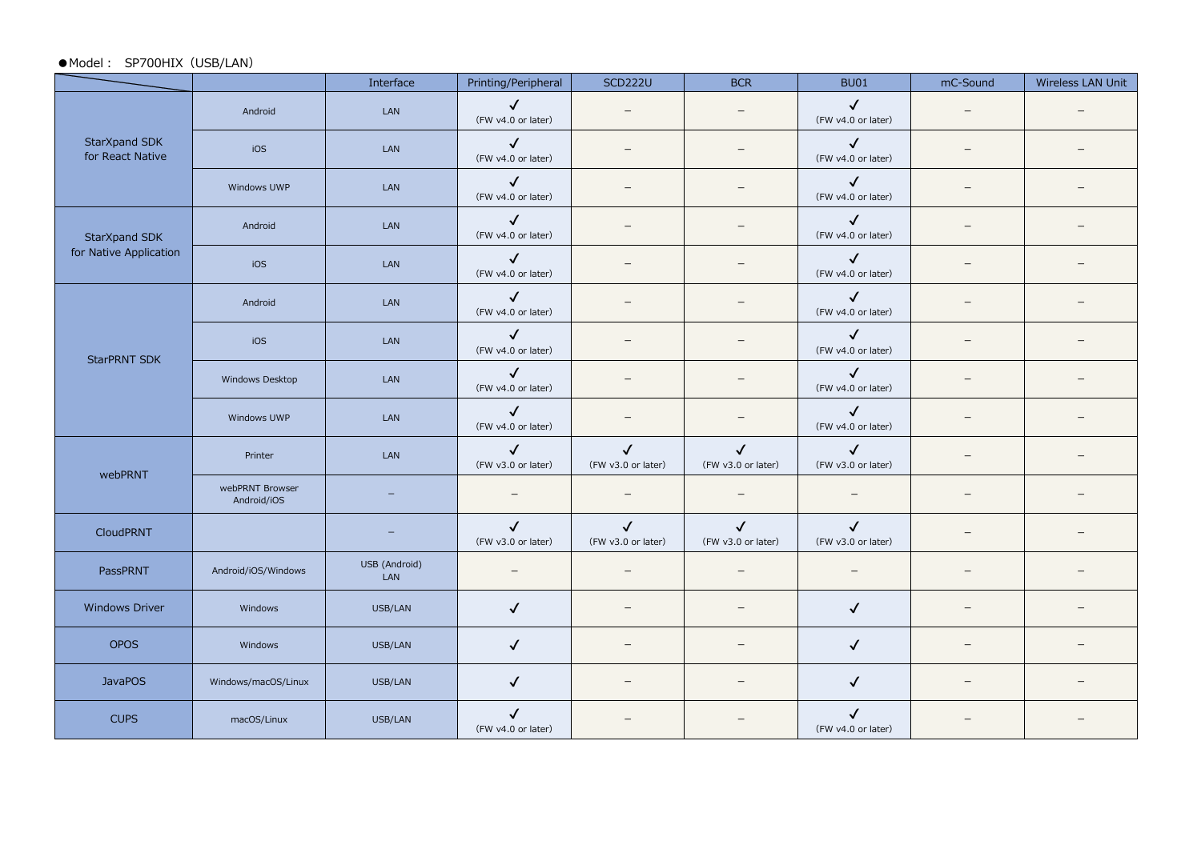●Model： SP700HIX（USB/LAN）

| | | Interface | Printing/Peripheral | SCD222U | BCR | BU01 | mC-Sound | Wireless LAN Unit |
|---|---|---|---|---|---|---|---|---|
| StarXpand SDK for React Native | Android | LAN | ✓ (FW v4.0 or later) | – | – | ✓ (FW v4.0 or later) | – | – |
| | iOS | LAN | ✓ (FW v4.0 or later) | – | – | ✓ (FW v4.0 or later) | – | – |
| | Windows UWP | LAN | ✓ (FW v4.0 or later) | – | – | ✓ (FW v4.0 or later) | – | – |
| StarXpand SDK for Native Application | Android | LAN | ✓ (FW v4.0 or later) | – | – | ✓ (FW v4.0 or later) | – | – |
| | iOS | LAN | ✓ (FW v4.0 or later) | – | – | ✓ (FW v4.0 or later) | – | – |
| StarPRNT SDK | Android | LAN | ✓ (FW v4.0 or later) | – | – | ✓ (FW v4.0 or later) | – | – |
| | iOS | LAN | ✓ (FW v4.0 or later) | – | – | ✓ (FW v4.0 or later) | – | – |
| | Windows Desktop | LAN | ✓ (FW v4.0 or later) | – | – | ✓ (FW v4.0 or later) | – | – |
| | Windows UWP | LAN | ✓ (FW v4.0 or later) | – | – | ✓ (FW v4.0 or later) | – | – |
| webPRNT | Printer | LAN | ✓ (FW v3.0 or later) | ✓ (FW v3.0 or later) | ✓ (FW v3.0 or later) | ✓ (FW v3.0 or later) | – | – |
| | webPRNT Browser Android/iOS | – | – | – | – | – | – | – |
| CloudPRNT | | – | ✓ (FW v3.0 or later) | ✓ (FW v3.0 or later) | ✓ (FW v3.0 or later) | ✓ (FW v3.0 or later) | – | – |
| PassPRNT | Android/iOS/Windows | USB (Android) LAN | – | – | – | – | – | – |
| Windows Driver | Windows | USB/LAN | ✓ | – | – | ✓ | – | – |
| OPOS | Windows | USB/LAN | ✓ | – | – | ✓ | – | – |
| JavaPOS | Windows/macOS/Linux | USB/LAN | ✓ | – | – | ✓ | – | – |
| CUPS | macOS/Linux | USB/LAN | ✓ (FW v4.0 or later) | – | – | ✓ (FW v4.0 or later) | – | – |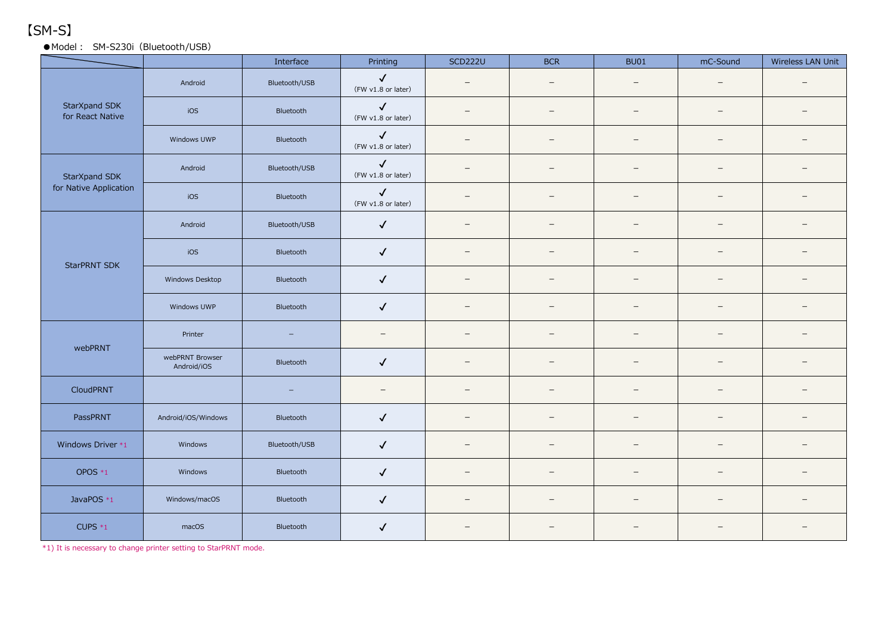【SM-S】

●Model： SM-S230i（Bluetooth/USB）

| | | Interface | Printing | SCD222U | BCR | BU01 | mC-Sound | Wireless LAN Unit |
|---|---|---|---|---|---|---|---|---|
| StarXpand SDK for React Native | Android | Bluetooth/USB | ✓ (FW v1.8 or later) | – | – | – | – | – |
| | iOS | Bluetooth | ✓ (FW v1.8 or later) | – | – | – | – | – |
| | Windows UWP | Bluetooth | ✓ (FW v1.8 or later) | – | – | – | – | – |
| StarXpand SDK for Native Application | Android | Bluetooth/USB | ✓ (FW v1.8 or later) | – | – | – | – | – |
| | iOS | Bluetooth | ✓ (FW v1.8 or later) | – | – | – | – | – |
| StarPRNT SDK | Android | Bluetooth/USB | ✓ | – | – | – | – | – |
| | iOS | Bluetooth | ✓ | – | – | – | – | – |
| | Windows Desktop | Bluetooth | ✓ | – | – | – | – | – |
| | Windows UWP | Bluetooth | ✓ | – | – | – | – | – |
| webPRNT | Printer | – | – | – | – | – | – | – |
| | webPRNT Browser Android/iOS | Bluetooth | ✓ | – | – | – | – | – |
| CloudPRNT | | – | – | – | – | – | – | – |
| PassPRNT | Android/iOS/Windows | Bluetooth | ✓ | – | – | – | – | – |
| Windows Driver *1 | Windows | Bluetooth/USB | ✓ | – | – | – | – | – |
| OPOS *1 | Windows | Bluetooth | ✓ | – | – | – | – | – |
| JavaPOS *1 | Windows/macOS | Bluetooth | ✓ | – | – | – | – | – |
| CUPS *1 | macOS | Bluetooth | ✓ | – | – | – | – | – |

*1) It is necessary to change printer setting to StarPRNT mode.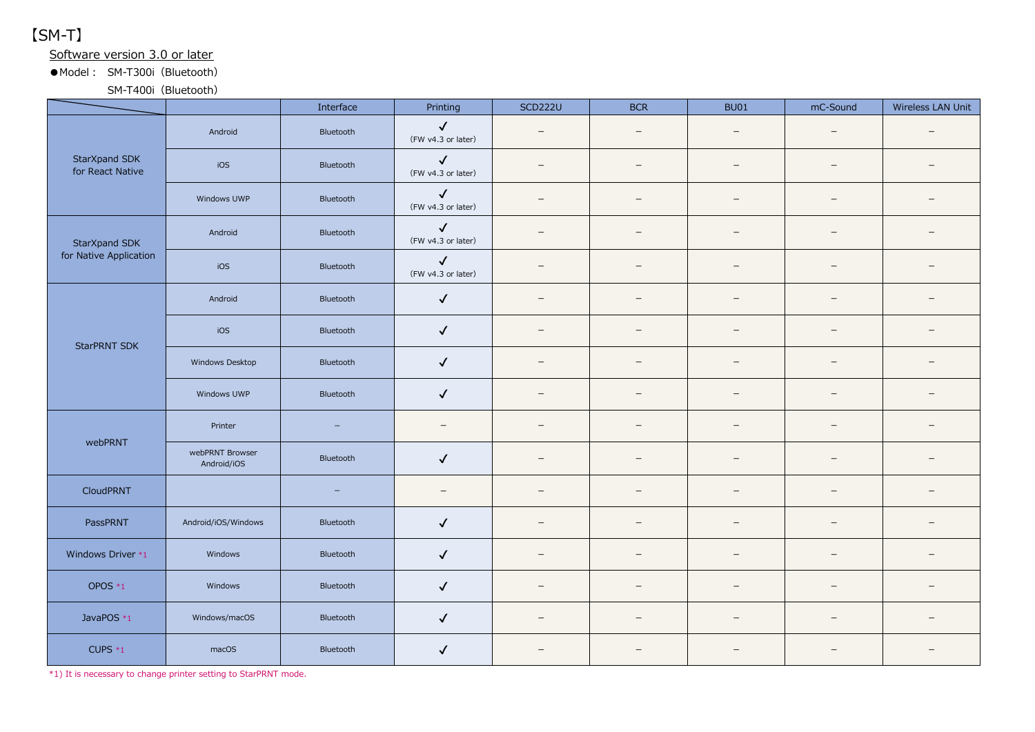【SM-T】

Software version 3.0 or later

●Model： SM-T300i（Bluetooth）

SM-T400i（Bluetooth）

| | | Interface | Printing | SCD222U | BCR | BU01 | mC-Sound | Wireless LAN Unit |
|---|---|---|---|---|---|---|---|---|
| StarXpand SDK for React Native | Android | Bluetooth | ✓ (FW v4.3 or later) | – | – | – | – | – |
| | iOS | Bluetooth | ✓ (FW v4.3 or later) | – | – | – | – | – |
| | Windows UWP | Bluetooth | ✓ (FW v4.3 or later) | – | – | – | – | – |
| StarXpand SDK for Native Application | Android | Bluetooth | ✓ (FW v4.3 or later) | – | – | – | – | – |
| | iOS | Bluetooth | ✓ (FW v4.3 or later) | – | – | – | – | – |
| StarPRNT SDK | Android | Bluetooth | ✓ | – | – | – | – | – |
| | iOS | Bluetooth | ✓ | – | – | – | – | – |
| | Windows Desktop | Bluetooth | ✓ | – | – | – | – | – |
| | Windows UWP | Bluetooth | ✓ | – | – | – | – | – |
| webPRNT | Printer | – | – | – | – | – | – | – |
| | webPRNT Browser Android/iOS | Bluetooth | ✓ | – | – | – | – | – |
| CloudPRNT | | – | – | – | – | – | – | – |
| PassPRNT | Android/iOS/Windows | Bluetooth | ✓ | – | – | – | – | – |
| Windows Driver *1 | Windows | Bluetooth | ✓ | – | – | – | – | – |
| OPOS *1 | Windows | Bluetooth | ✓ | – | – | – | – | – |
| JavaPOS *1 | Windows/macOS | Bluetooth | ✓ | – | – | – | – | – |
| CUPS *1 | macOS | Bluetooth | ✓ | – | – | – | – | – |

*1) It is necessary to change printer setting to StarPRNT mode.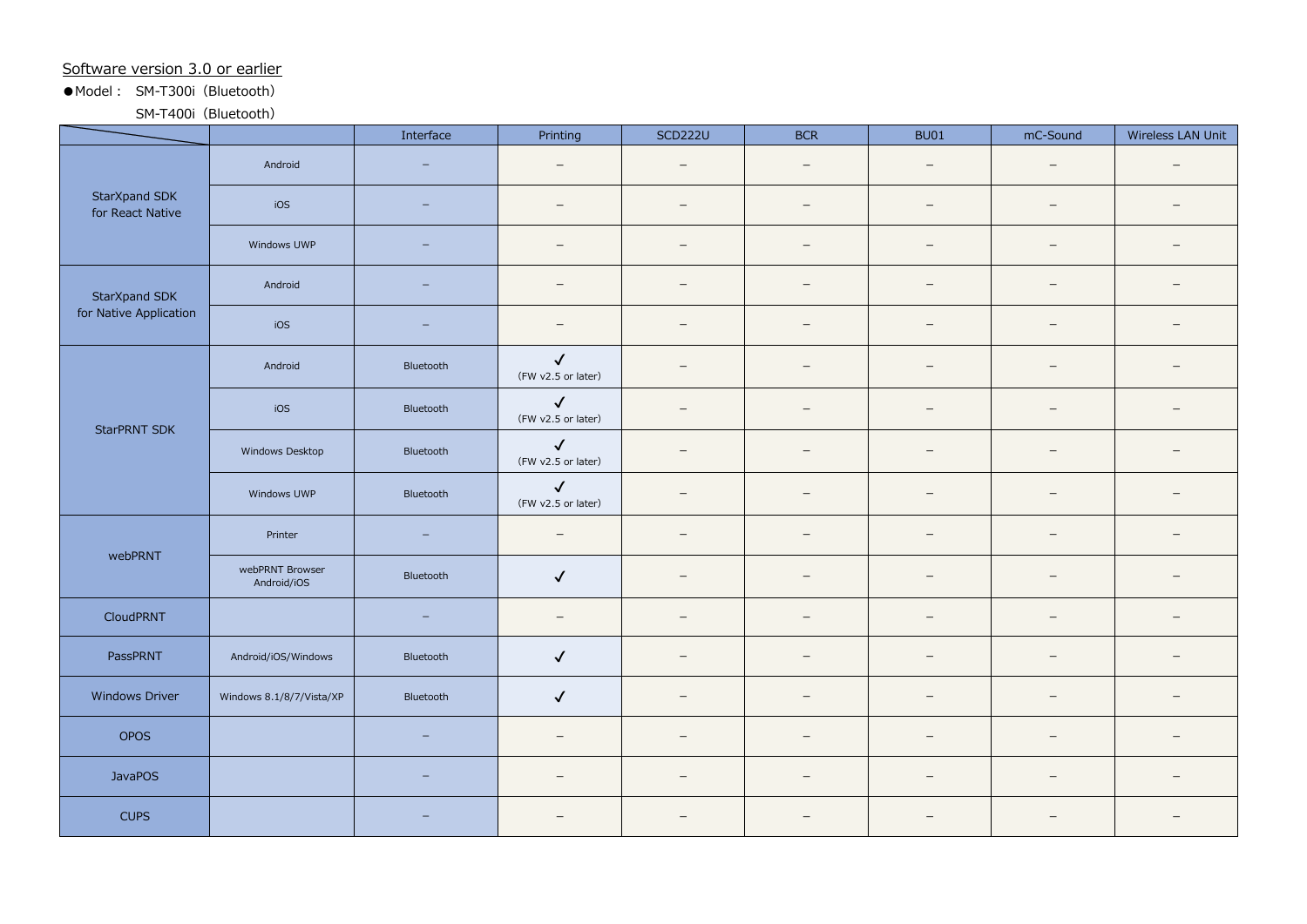Software version 3.0 or earlier

●Model： SM-T300i（Bluetooth）
　　　　　SM-T400i（Bluetooth）

| | | Interface | Printing | SCD222U | BCR | BU01 | mC-Sound | Wireless LAN Unit |
|---|---|---|---|---|---|---|---|---|
| StarXpand SDK for React Native | Android | – | – | – | – | – | – | – |
| | iOS | – | – | – | – | – | – | – |
| | Windows UWP | – | – | – | – | – | – | – |
| StarXpand SDK for Native Application | Android | – | – | – | – | – | – | – |
| | iOS | – | – | – | – | – | – | – |
| StarPRNT SDK | Android | Bluetooth | ✓ (FW v2.5 or later) | – | – | – | – | – |
| | iOS | Bluetooth | ✓ (FW v2.5 or later) | – | – | – | – | – |
| | Windows Desktop | Bluetooth | ✓ (FW v2.5 or later) | – | – | – | – | – |
| | Windows UWP | Bluetooth | ✓ (FW v2.5 or later) | – | – | – | – | – |
| webPRNT | Printer | – | – | – | – | – | – | – |
| | webPRNT Browser Android/iOS | Bluetooth | ✓ | – | – | – | – | – |
| CloudPRNT | | – | – | – | – | – | – | – |
| PassPRNT | Android/iOS/Windows | Bluetooth | ✓ | – | – | – | – | – |
| Windows Driver | Windows 8.1/8/7/Vista/XP | Bluetooth | ✓ | – | – | – | – | – |
| OPOS | | – | – | – | – | – | – | – |
| JavaPOS | | – | – | – | – | – | – | – |
| CUPS | | – | – | – | – | – | – | – |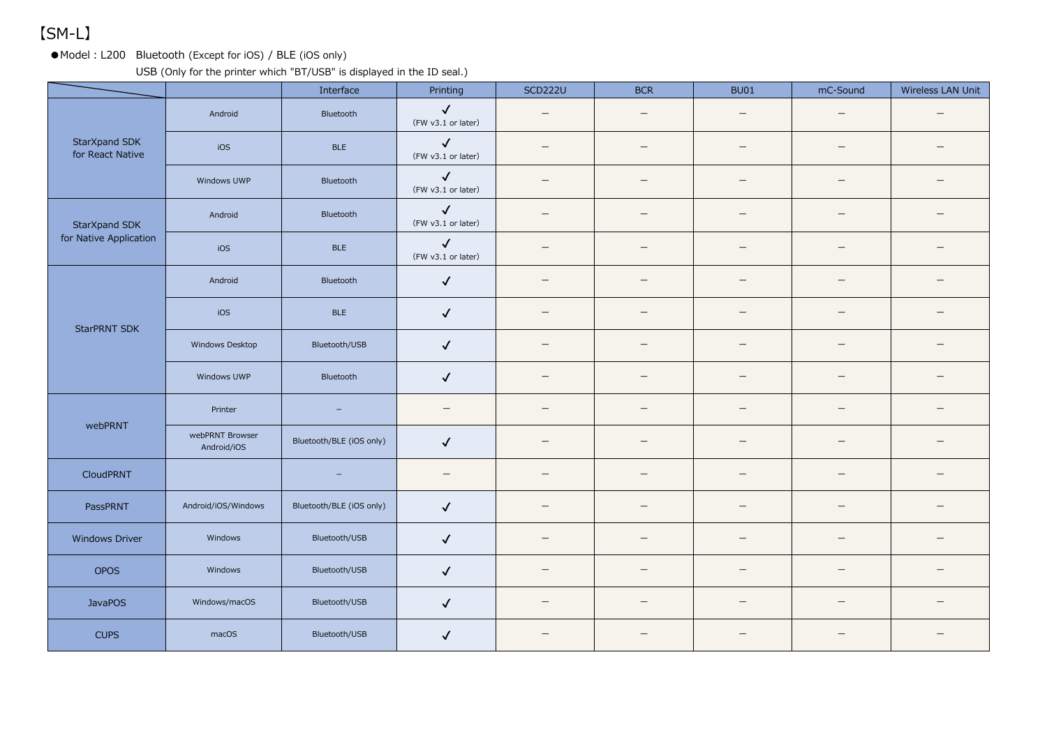# 【SM-L】

●Model : L200　Bluetooth (Except for iOS) / BLE (iOS only)
USB (Only for the printer which "BT/USB" is displayed in the ID seal.)

| | | Interface | Printing | SCD222U | BCR | BU01 | mC-Sound | Wireless LAN Unit |
|---|---|---|---|---|---|---|---|---|
| StarXpand SDK for React Native | Android | Bluetooth | ✓ (FW v3.1 or later) | – | – | – | – | – |
| | iOS | BLE | ✓ (FW v3.1 or later) | – | – | – | – | – |
| | Windows UWP | Bluetooth | ✓ (FW v3.1 or later) | – | – | – | – | – |
| StarXpand SDK for Native Application | Android | Bluetooth | ✓ (FW v3.1 or later) | – | – | – | – | – |
| | iOS | BLE | ✓ (FW v3.1 or later) | – | – | – | – | – |
| StarPRNT SDK | Android | Bluetooth | ✓ | – | – | – | – | – |
| | iOS | BLE | ✓ | – | – | – | – | – |
| | Windows Desktop | Bluetooth/USB | ✓ | – | – | – | – | – |
| | Windows UWP | Bluetooth | ✓ | – | – | – | – | – |
| webPRNT | Printer | – | – | – | – | – | – | – |
| | webPRNT Browser Android/iOS | Bluetooth/BLE (iOS only) | ✓ | – | – | – | – | – |
| CloudPRNT | | – | – | – | – | – | – | – |
| PassPRNT | Android/iOS/Windows | Bluetooth/BLE (iOS only) | ✓ | – | – | – | – | – |
| Windows Driver | Windows | Bluetooth/USB | ✓ | – | – | – | – | – |
| OPOS | Windows | Bluetooth/USB | ✓ | – | – | – | – | – |
| JavaPOS | Windows/macOS | Bluetooth/USB | ✓ | – | – | – | – | – |
| CUPS | macOS | Bluetooth/USB | ✓ | – | – | – | – | – |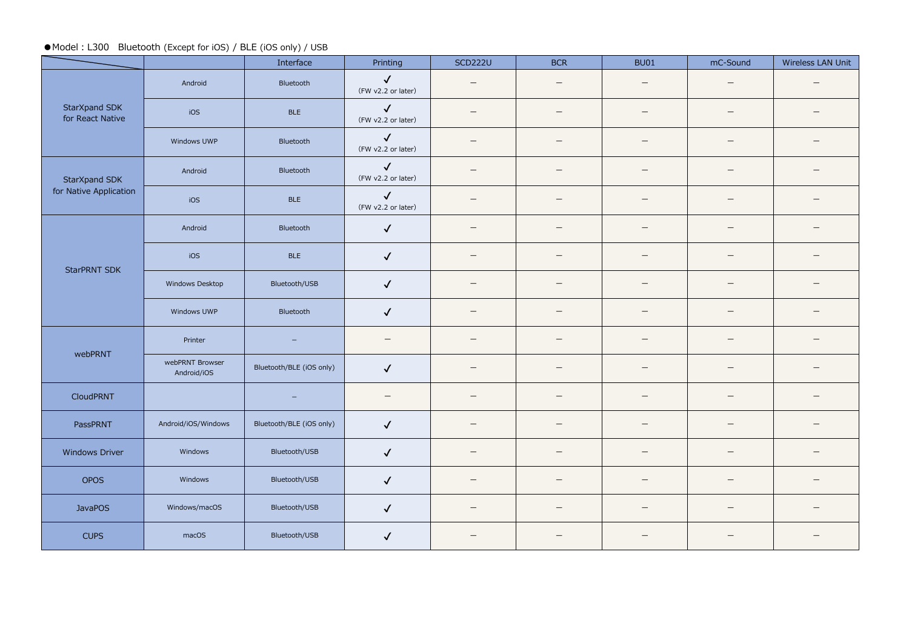●Model：L300　Bluetooth (Except for iOS) / BLE (iOS only) / USB

| | | Interface | Printing | SCD222U | BCR | BU01 | mC-Sound | Wireless LAN Unit |
|---|---|---|---|---|---|---|---|---|
| StarXpand SDK for React Native | Android | Bluetooth | ✓ (FW v2.2 or later) | – | – | – | – | – |
| | iOS | BLE | ✓ (FW v2.2 or later) | – | – | – | – | – |
| | Windows UWP | Bluetooth | ✓ (FW v2.2 or later) | – | – | – | – | – |
| StarXpand SDK for Native Application | Android | Bluetooth | ✓ (FW v2.2 or later) | – | – | – | – | – |
| | iOS | BLE | ✓ (FW v2.2 or later) | – | – | – | – | – |
| StarPRNT SDK | Android | Bluetooth | ✓ | – | – | – | – | – |
| | iOS | BLE | ✓ | – | – | – | – | – |
| | Windows Desktop | Bluetooth/USB | ✓ | – | – | – | – | – |
| | Windows UWP | Bluetooth | ✓ | – | – | – | – | – |
| webPRNT | Printer | – | – | – | – | – | – | – |
| | webPRNT Browser Android/iOS | Bluetooth/BLE (iOS only) | ✓ | – | – | – | – | – |
| CloudPRNT | | – | – | – | – | – | – | – |
| PassPRNT | Android/iOS/Windows | Bluetooth/BLE (iOS only) | ✓ | – | – | – | – | – |
| Windows Driver | Windows | Bluetooth/USB | ✓ | – | – | – | – | – |
| OPOS | Windows | Bluetooth/USB | ✓ | – | – | – | – | – |
| JavaPOS | Windows/macOS | Bluetooth/USB | ✓ | – | – | – | – | – |
| CUPS | macOS | Bluetooth/USB | ✓ | – | – | – | – | – |